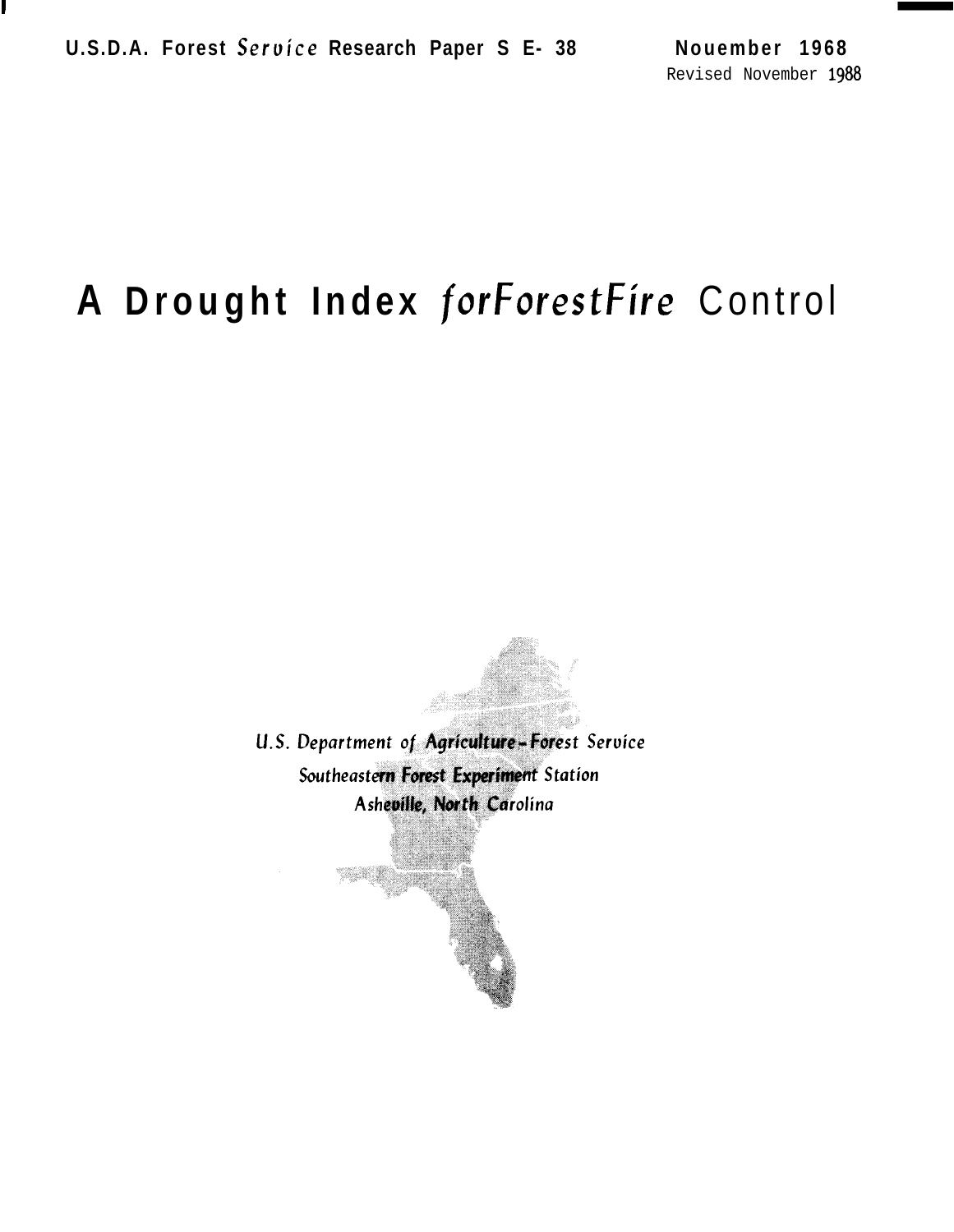U.S.D.A. Forest Servíce Research Paper S E- 38

Nouember 1968
Revised November 1988

# A Drought Index forForestFire Control

U.S. Department of Agriculture - Forest Service
Southeastern Forest Experiment Station
Asheville, North Carolina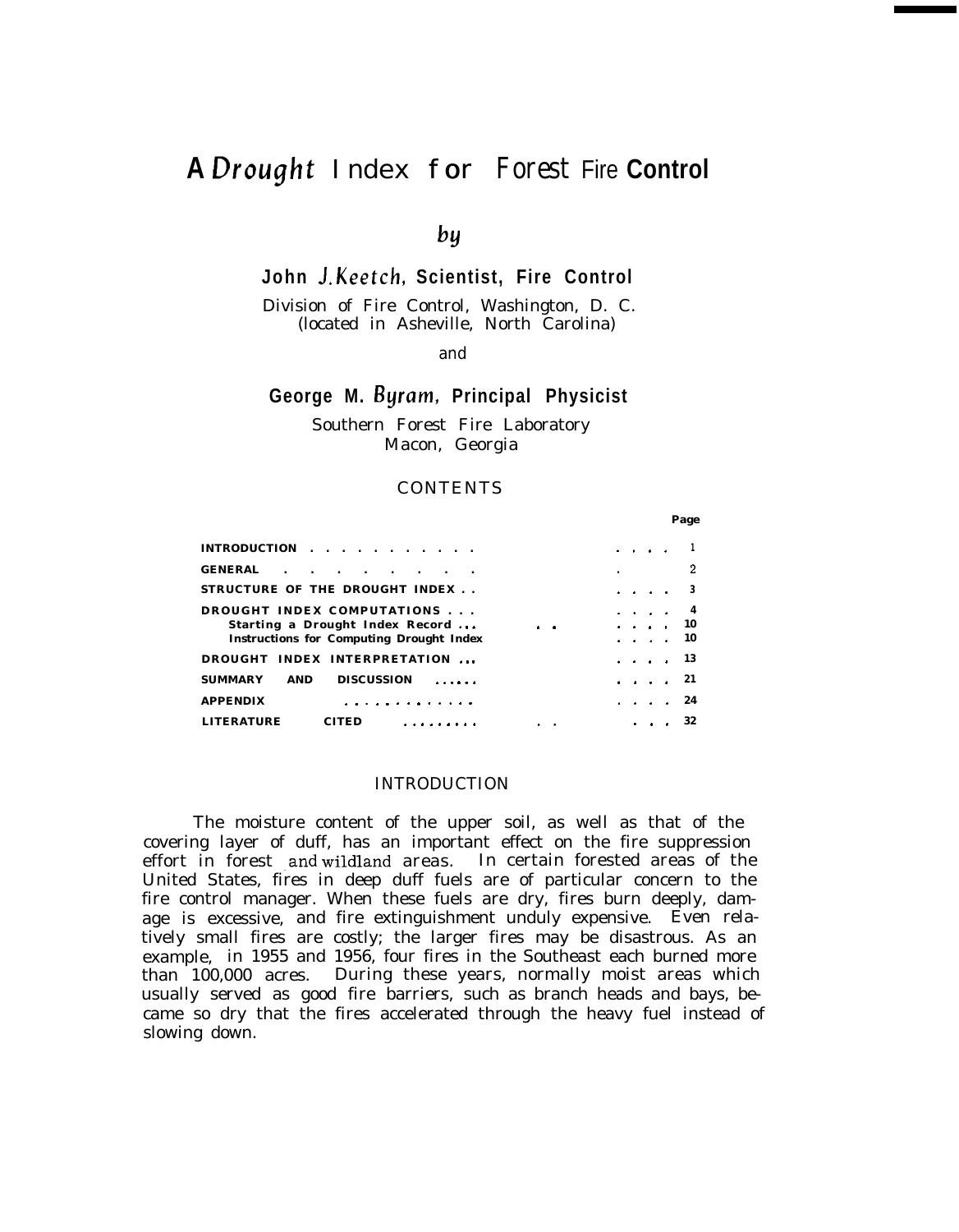# A Drought Index for Forest Fire Control

*by*

**John J. Keetch, Scientist, Fire Control**

Division of Fire Control, Washington, D. C.
(located in Asheville, North Carolina)

and

**George M. Byram, Principal Physicist**

Southern Forest Fire Laboratory
Macon, Georgia

## CONTENTS

| | Page |
|---|---|
| **INTRODUCTION** | 1 |
| **GENERAL** | 2 |
| **STRUCTURE OF THE DROUGHT INDEX** | 3 |
| **DROUGHT INDEX COMPUTATIONS** | 4 |
| **Starting a Drought Index Record** | 10 |
| **Instructions for Computing Drought Index** | 10 |
| **DROUGHT INDEX INTERPRETATION** | 13 |
| **SUMMARY AND DISCUSSION** | 21 |
| **APPENDIX** | 24 |
| **LITERATURE CITED** | 32 |

## INTRODUCTION

The moisture content of the upper soil, as well as that of the covering layer of duff, has an important effect on the fire suppression effort in forest and wildland areas. In certain forested areas of the United States, fires in deep duff fuels are of particular concern to the fire control manager. When these fuels are dry, fires burn deeply, damage is excessive, and fire extinguishment unduly expensive. Even relatively small fires are costly; the larger fires may be disastrous. As an example, in 1955 and 1956, four fires in the Southeast each burned more than 100,000 acres. During these years, normally moist areas which usually served as good fire barriers, such as branch heads and bays, became so dry that the fires accelerated through the heavy fuel instead of slowing down.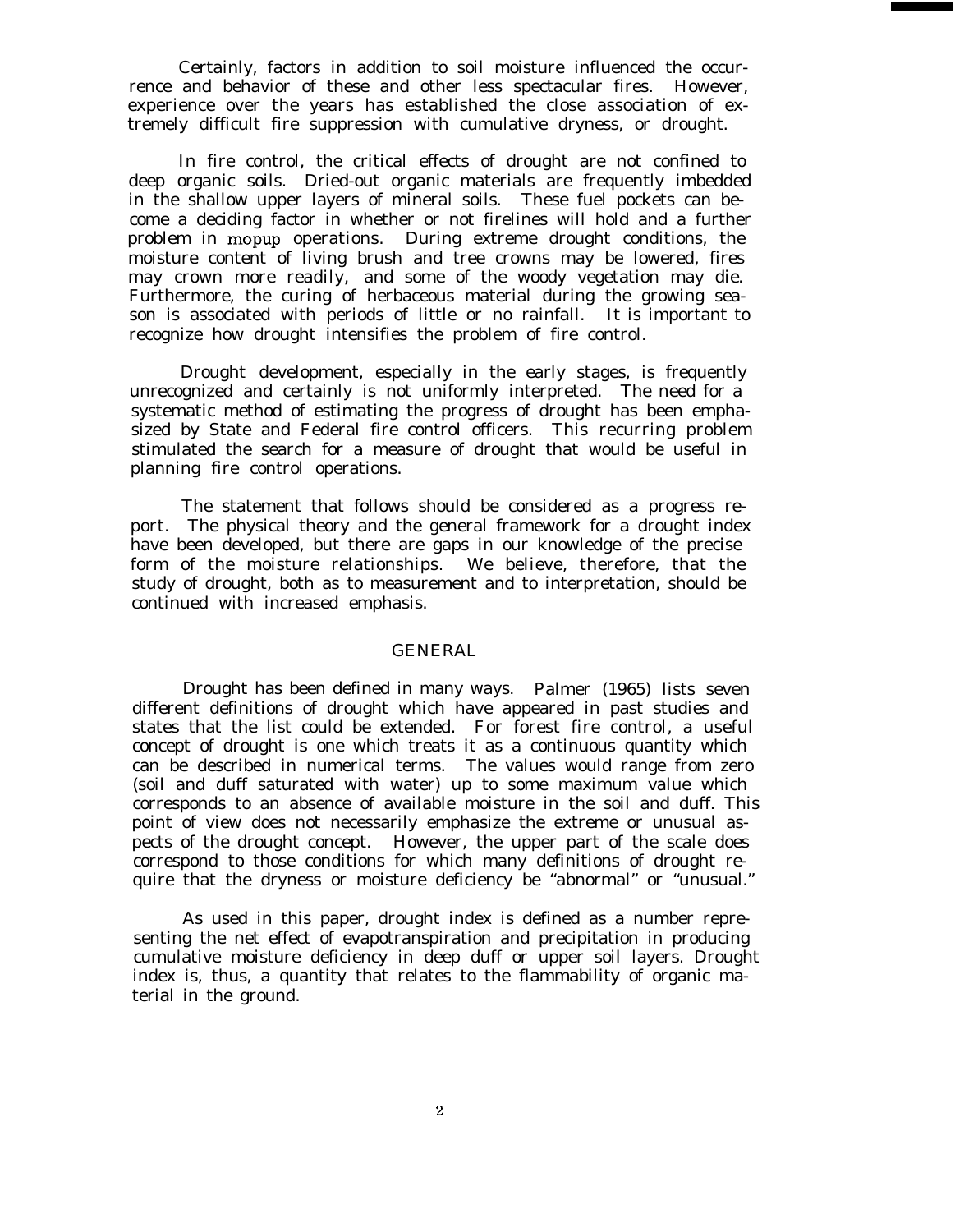Certainly, factors in addition to soil moisture influenced the occurrence and behavior of these and other less spectacular fires. However, experience over the years has established the close association of extremely difficult fire suppression with cumulative dryness, or drought.

In fire control, the critical effects of drought are not confined to deep organic soils. Dried-out organic materials are frequently imbedded in the shallow upper layers of mineral soils. These fuel pockets can become a deciding factor in whether or not firelines will hold and a further problem in mopup operations. During extreme drought conditions, the moisture content of living brush and tree crowns may be lowered, fires may crown more readily, and some of the woody vegetation may die. Furthermore, the curing of herbaceous material during the growing season is associated with periods of little or no rainfall. It is important to recognize how drought intensifies the problem of fire control.

Drought development, especially in the early stages, is frequently unrecognized and certainly is not uniformly interpreted. The need for a systematic method of estimating the progress of drought has been emphasized by State and Federal fire control officers. This recurring problem stimulated the search for a measure of drought that would be useful in planning fire control operations.

The statement that follows should be considered as a progress report. The physical theory and the general framework for a drought index have been developed, but there are gaps in our knowledge of the precise form of the moisture relationships. We believe, therefore, that the study of drought, both as to measurement and to interpretation, should be continued with increased emphasis.

## GENERAL

Drought has been defined in many ways. Palmer (1965) lists seven different definitions of drought which have appeared in past studies and states that the list could be extended. For forest fire control, a useful concept of drought is one which treats it as a continuous quantity which can be described in numerical terms. The values would range from zero (soil and duff saturated with water) up to some maximum value which corresponds to an absence of available moisture in the soil and duff. This point of view does not necessarily emphasize the extreme or unusual aspects of the drought concept. However, the upper part of the scale does correspond to those conditions for which many definitions of drought require that the dryness or moisture deficiency be "abnormal" or "unusual."

As used in this paper, drought index is defined as a number representing the net effect of evapotranspiration and precipitation in producing cumulative moisture deficiency in deep duff or upper soil layers. Drought index is, thus, a quantity that relates to the flammability of organic material in the ground.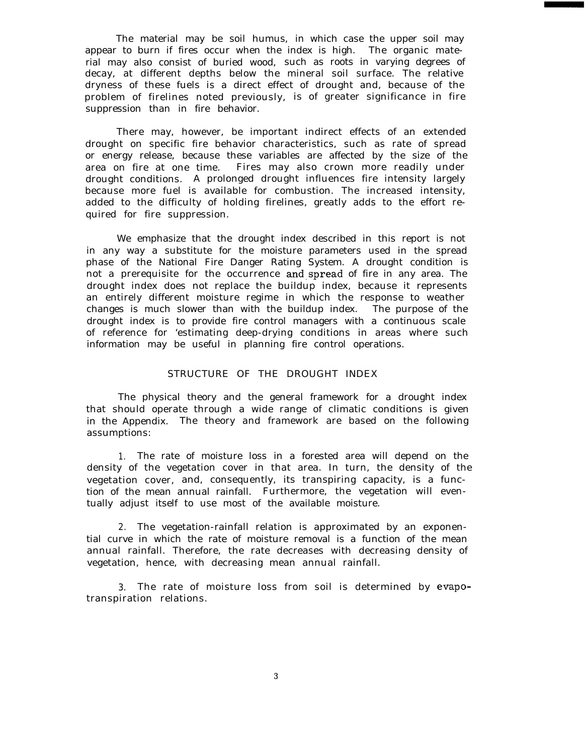The material may be soil humus, in which case the upper soil may appear to burn if fires occur when the index is high. The organic material may also consist of buried wood, such as roots in varying degrees of decay, at different depths below the mineral soil surface. The relative dryness of these fuels is a direct effect of drought and, because of the problem of firelines noted previously, is of greater significance in fire suppression than in fire behavior.

There may, however, be important indirect effects of an extended drought on specific fire behavior characteristics, such as rate of spread or energy release, because these variables are affected by the size of the area on fire at one time. Fires may also crown more readily under drought conditions. A prolonged drought influences fire intensity largely because more fuel is available for combustion. The increased intensity, added to the difficulty of holding firelines, greatly adds to the effort required for fire suppression.

We emphasize that the drought index described in this report is not in any way a substitute for the moisture parameters used in the spread phase of the National Fire Danger Rating System. A drought condition is not a prerequisite for the occurrence and spread of fire in any area. The drought index does not replace the buildup index, because it represents an entirely different moisture regime in which the response to weather changes is much slower than with the buildup index. The purpose of the drought index is to provide fire control managers with a continuous scale of reference for 'estimating deep-drying conditions in areas where such information may be useful in planning fire control operations.

## STRUCTURE OF THE DROUGHT INDEX

The physical theory and the general framework for a drought index that should operate through a wide range of climatic conditions is given in the Appendix. The theory and framework are based on the following assumptions:

1. The rate of moisture loss in a forested area will depend on the density of the vegetation cover in that area. In turn, the density of the vegetation cover, and, consequently, its transpiring capacity, is a function of the mean annual rainfall. Furthermore, the vegetation will eventually adjust itself to use most of the available moisture.

2. The vegetation-rainfall relation is approximated by an exponential curve in which the rate of moisture removal is a function of the mean annual rainfall. Therefore, the rate decreases with decreasing density of vegetation, hence, with decreasing mean annual rainfall.

3. The rate of moisture loss from soil is determined by evapotranspiration relations.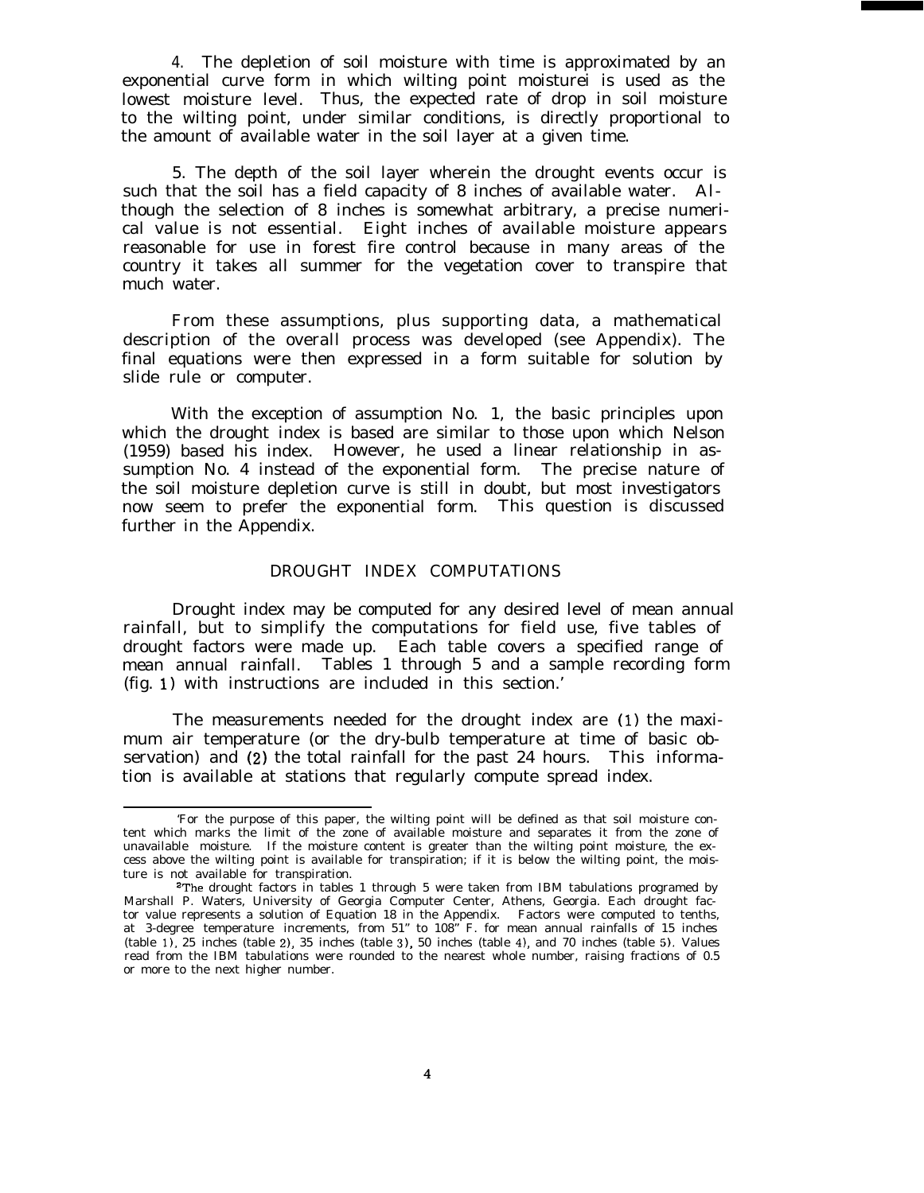4. The depletion of soil moisture with time is approximated by an exponential curve form in which wilting point moisture[1] is used as the lowest moisture level. Thus, the expected rate of drop in soil moisture to the wilting point, under similar conditions, is directly proportional to the amount of available water in the soil layer at a given time.

5. The depth of the soil layer wherein the drought events occur is such that the soil has a field capacity of 8 inches of available water. Although the selection of 8 inches is somewhat arbitrary, a precise numerical value is not essential. Eight inches of available moisture appears reasonable for use in forest fire control because in many areas of the country it takes all summer for the vegetation cover to transpire that much water.

From these assumptions, plus supporting data, a mathematical description of the overall process was developed (see Appendix). The final equations were then expressed in a form suitable for solution by slide rule or computer.

With the exception of assumption No. 1, the basic principles upon which the drought index is based are similar to those upon which Nelson (1959) based his index. However, he used a linear relationship in assumption No. 4 instead of the exponential form. The precise nature of the soil moisture depletion curve is still in doubt, but most investigators now seem to prefer the exponential form. This question is discussed further in the Appendix.

## DROUGHT INDEX COMPUTATIONS

Drought index may be computed for any desired level of mean annual rainfall, but to simplify the computations for field use, five tables of drought factors were made up. Each table covers a specified range of mean annual rainfall. Tables 1 through 5 and a sample recording form (fig. 1) with instructions are included in this section.[2]

The measurements needed for the drought index are (1) the maximum air temperature (or the dry-bulb temperature at time of basic observation) and (2) the total rainfall for the past 24 hours. This information is available at stations that regularly compute spread index.

---

[1] For the purpose of this paper, the wilting point will be defined as that soil moisture content which marks the limit of the zone of available moisture and separates it from the zone of unavailable moisture. If the moisture content is greater than the wilting point moisture, the excess above the wilting point is available for transpiration; if it is below the wilting point, the moisture is not available for transpiration.

[2] The drought factors in tables 1 through 5 were taken from IBM tabulations programed by Marshall P. Waters, University of Georgia Computer Center, Athens, Georgia. Each drought factor value represents a solution of Equation 18 in the Appendix. Factors were computed to tenths, at 3-degree temperature increments, from 51° to 108° F. for mean annual rainfalls of 15 inches (table 1), 25 inches (table 2), 35 inches (table 3), 50 inches (table 4), and 70 inches (table 5). Values read from the IBM tabulations were rounded to the nearest whole number, raising fractions of 0.5 or more to the next higher number.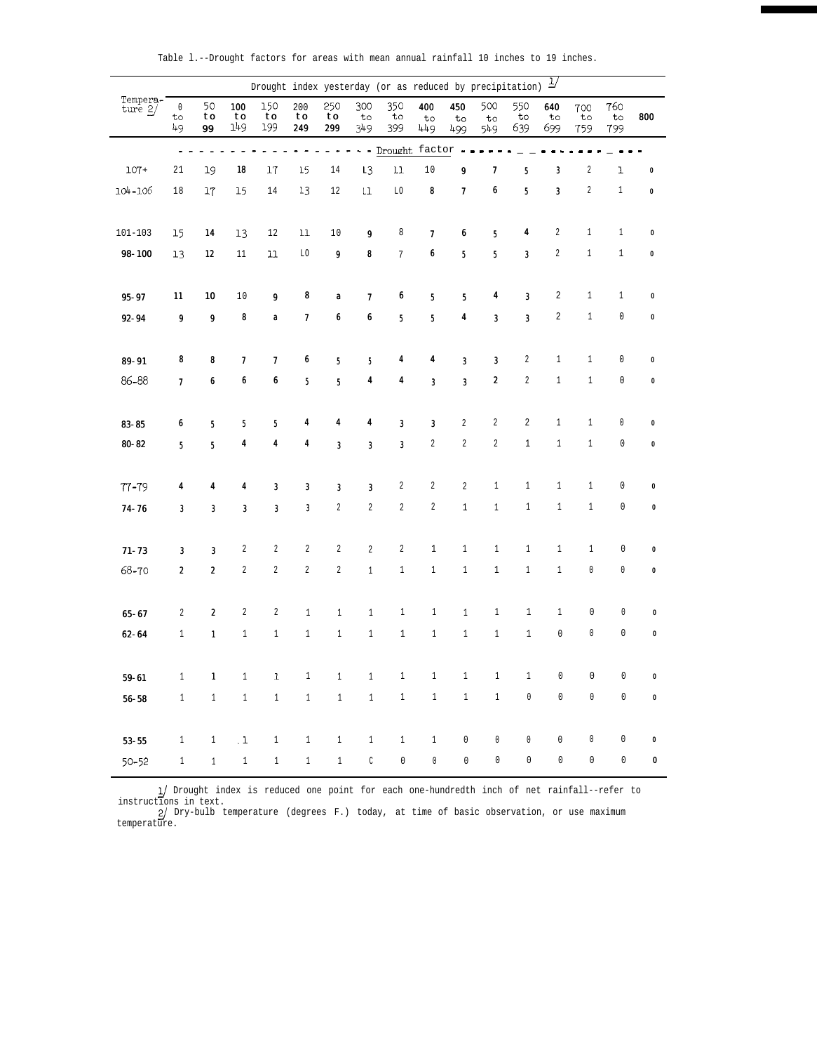Table 1.--Drought factors for areas with mean annual rainfall 10 inches to 19 inches.

| Temperature 2/ | Drought index yesterday (or as reduced by precipitation) 1/ | | | | | | | | | | | | | | | | |
|---|---|---|---|---|---|---|---|---|---|---|---|---|---|---|---|---|---|
| | 0 to 49 | 50 to 99 | 100 to 149 | 150 to 199 | 200 to 249 | 250 to 299 | 300 to 349 | 350 to 399 | 400 to 449 | 450 to 499 | 500 to 549 | 550 to 639 | 640 to 699 | 700 to 759 | 760 to 799 | 800 |
| | Drought factor | | | | | | | | | | | | | | | | |
| 107+ | 21 | 19 | 18 | 17 | 15 | 14 | 13 | 11 | 10 | 9 | 7 | 5 | 3 | 2 | 1 | 0 |
| 104-106 | 18 | 17 | 15 | 14 | 13 | 12 | 11 | 10 | 8 | 7 | 6 | 5 | 3 | 2 | 1 | 0 |
| 101-103 | 15 | 14 | 13 | 12 | 11 | 10 | 9 | 8 | 7 | 6 | 5 | 4 | 2 | 1 | 1 | 0 |
| 98-100 | 13 | 12 | 11 | 11 | 10 | 9 | 8 | 7 | 6 | 5 | 5 | 3 | 2 | 1 | 1 | 0 |
| 95-97 | 11 | 10 | 10 | 9 | 8 | 8 | 7 | 6 | 5 | 5 | 4 | 3 | 2 | 1 | 1 | 0 |
| 92-94 | 9 | 9 | 8 | 8 | 7 | 6 | 6 | 5 | 5 | 4 | 3 | 3 | 2 | 1 | 0 | 0 |
| 89-91 | 8 | 8 | 7 | 7 | 6 | 5 | 5 | 4 | 4 | 3 | 3 | 2 | 1 | 1 | 0 | 0 |
| 86-88 | 7 | 6 | 6 | 6 | 5 | 5 | 4 | 4 | 3 | 3 | 2 | 2 | 1 | 1 | 0 | 0 |
| 83-85 | 6 | 5 | 5 | 5 | 4 | 4 | 4 | 3 | 3 | 2 | 2 | 2 | 1 | 1 | 0 | 0 |
| 80-82 | 5 | 5 | 4 | 4 | 4 | 3 | 3 | 3 | 2 | 2 | 2 | 1 | 1 | 1 | 0 | 0 |
| 77-79 | 4 | 4 | 4 | 3 | 3 | 3 | 3 | 2 | 2 | 2 | 1 | 1 | 1 | 1 | 0 | 0 |
| 74-76 | 3 | 3 | 3 | 3 | 3 | 2 | 2 | 2 | 2 | 1 | 1 | 1 | 1 | 1 | 0 | 0 |
| 71-73 | 3 | 3 | 2 | 2 | 2 | 2 | 2 | 2 | 1 | 1 | 1 | 1 | 1 | 1 | 0 | 0 |
| 68-70 | 2 | 2 | 2 | 2 | 2 | 2 | 1 | 1 | 1 | 1 | 1 | 1 | 1 | 0 | 0 | 0 |
| 65-67 | 2 | 2 | 2 | 2 | 1 | 1 | 1 | 1 | 1 | 1 | 1 | 1 | 1 | 0 | 0 | 0 |
| 62-64 | 1 | 1 | 1 | 1 | 1 | 1 | 1 | 1 | 1 | 1 | 1 | 1 | 0 | 0 | 0 | 0 |
| 59-61 | 1 | 1 | 1 | 1 | 1 | 1 | 1 | 1 | 1 | 1 | 1 | 1 | 0 | 0 | 0 | 0 |
| 56-58 | 1 | 1 | 1 | 1 | 1 | 1 | 1 | 1 | 1 | 1 | 1 | 0 | 0 | 0 | 0 | 0 |
| 53-55 | 1 | 1 | 1 | 1 | 1 | 1 | 1 | 1 | 1 | 0 | 0 | 0 | 0 | 0 | 0 | 0 |
| 50-52 | 1 | 1 | 1 | 1 | 1 | 1 | 0 | 0 | 0 | 0 | 0 | 0 | 0 | 0 | 0 | 0 |

1/ Drought index is reduced one point for each one-hundredth inch of net rainfall--refer to instructions in text.

2/ Dry-bulb temperature (degrees F.) today, at time of basic observation, or use maximum temperature.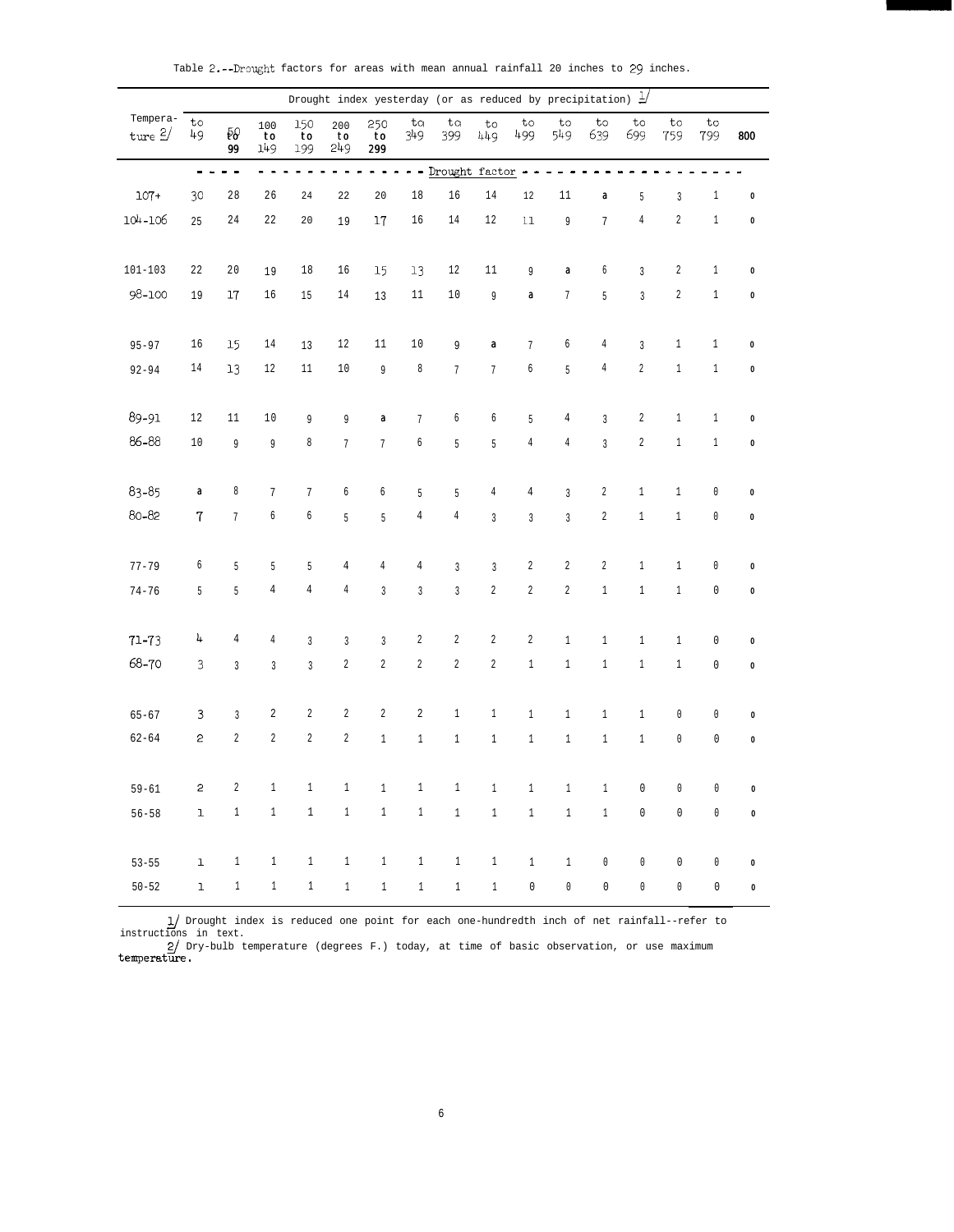Table 2.--Drought factors for areas with mean annual rainfall 20 inches to 29 inches.

| Temperature 2/ | Drought index yesterday (or as reduced by precipitation) 1/ | | | | | | | | | | | | | | | |
|---|---|---|---|---|---|---|---|---|---|---|---|---|---|---|---|---|
| | to 49 | 50 to 99 | 100 to 149 | 150 to 199 | 200 to 249 | 250 to 299 | to 349 | to 399 | to 449 | to 499 | to 549 | to 639 | to 699 | to 759 | to 799 | 800 |
| | Drought factor | | | | | | | | | | | | | | | |
| 107+ | 30 | 28 | 26 | 24 | 22 | 20 | 18 | 16 | 14 | 12 | 11 | a | 5 | 3 | 1 | 0 |
| 104-106 | 25 | 24 | 22 | 20 | 19 | 17 | 16 | 14 | 12 | 11 | 9 | 7 | 4 | 2 | 1 | 0 |
| 101-103 | 22 | 20 | 19 | 18 | 16 | 15 | 13 | 12 | 11 | 9 | a | 6 | 3 | 2 | 1 | 0 |
| 98-100 | 19 | 17 | 16 | 15 | 14 | 13 | 11 | 10 | 9 | a | 7 | 5 | 3 | 2 | 1 | 0 |
| 95-97 | 16 | 15 | 14 | 13 | 12 | 11 | 10 | 9 | a | 7 | 6 | 4 | 3 | 1 | 1 | 0 |
| 92-94 | 14 | 13 | 12 | 11 | 10 | 9 | 8 | 7 | 7 | 6 | 5 | 4 | 2 | 1 | 1 | 0 |
| 89-91 | 12 | 11 | 10 | 9 | 9 | a | 7 | 6 | 6 | 5 | 4 | 3 | 2 | 1 | 1 | 0 |
| 86-88 | 10 | 9 | 9 | 8 | 7 | 7 | 6 | 5 | 5 | 4 | 4 | 3 | 2 | 1 | 1 | 0 |
| 83-85 | a | 8 | 7 | 7 | 6 | 6 | 5 | 5 | 4 | 4 | 3 | 2 | 1 | 1 | 0 | 0 |
| 80-82 | 7 | 7 | 6 | 6 | 5 | 5 | 4 | 4 | 3 | 3 | 3 | 2 | 1 | 1 | 0 | 0 |
| 77-79 | 6 | 5 | 5 | 5 | 4 | 4 | 4 | 3 | 3 | 2 | 2 | 2 | 1 | 1 | 0 | 0 |
| 74-76 | 5 | 5 | 4 | 4 | 4 | 3 | 3 | 3 | 2 | 2 | 2 | 1 | 1 | 1 | 0 | 0 |
| 71-73 | 4 | 4 | 4 | 3 | 3 | 3 | 2 | 2 | 2 | 2 | 1 | 1 | 1 | 1 | 0 | 0 |
| 68-70 | 3 | 3 | 3 | 3 | 2 | 2 | 2 | 2 | 2 | 1 | 1 | 1 | 1 | 1 | 0 | 0 |
| 65-67 | 3 | 3 | 2 | 2 | 2 | 2 | 2 | 1 | 1 | 1 | 1 | 1 | 1 | 0 | 0 | 0 |
| 62-64 | 2 | 2 | 2 | 2 | 2 | 1 | 1 | 1 | 1 | 1 | 1 | 1 | 1 | 0 | 0 | 0 |
| 59-61 | 2 | 2 | 1 | 1 | 1 | 1 | 1 | 1 | 1 | 1 | 1 | 1 | 0 | 0 | 0 | 0 |
| 56-58 | 1 | 1 | 1 | 1 | 1 | 1 | 1 | 1 | 1 | 1 | 1 | 1 | 0 | 0 | 0 | 0 |
| 53-55 | 1 | 1 | 1 | 1 | 1 | 1 | 1 | 1 | 1 | 1 | 1 | 0 | 0 | 0 | 0 | 0 |
| 50-52 | 1 | 1 | 1 | 1 | 1 | 1 | 1 | 1 | 1 | 0 | 0 | 0 | 0 | 0 | 0 | 0 |

1/ Drought index is reduced one point for each one-hundredth inch of net rainfall--refer to instructions in text.

2/ Dry-bulb temperature (degrees F.) today, at time of basic observation, or use maximum temperature.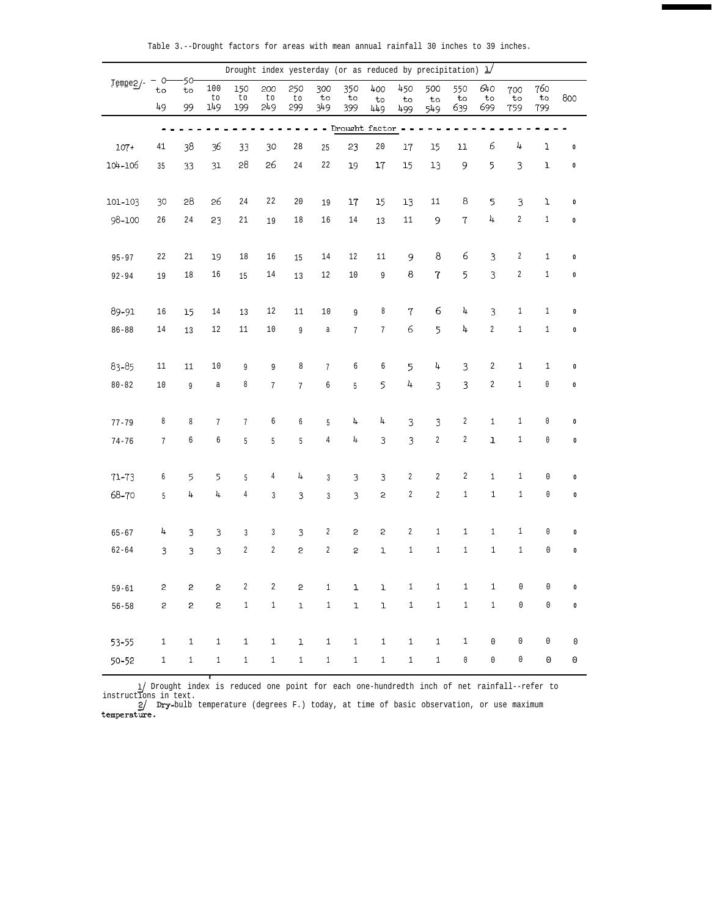Table 3.--Drought factors for areas with mean annual rainfall 30 inches to 39 inches.

| Temp[2]/ | Drought index yesterday (or as reduced by precipitation) [1]/ | | | | | | | | | | | | | | | |
|---|---|---|---|---|---|---|---|---|---|---|---|---|---|---|---|---|
| | 0 to 49 | 50 to 99 | 100 to 149 | 150 to 199 | 200 to 249 | 250 to 299 | 300 to 349 | 350 to 399 | 400 to 449 | 450 to 499 | 500 to 549 | 550 to 639 | 640 to 699 | 700 to 759 | 760 to 799 | 800 |
| | Drought factor | | | | | | | | | | | | | | | |
| 107+ | 41 | 38 | 36 | 33 | 30 | 28 | 25 | 23 | 20 | 17 | 15 | 11 | 6 | 4 | 1 | 0 |
| 104-106 | 35 | 33 | 31 | 28 | 26 | 24 | 22 | 19 | 17 | 15 | 13 | 9 | 5 | 3 | 1 | 0 |
| 101-103 | 30 | 28 | 26 | 24 | 22 | 20 | 19 | 17 | 15 | 13 | 11 | 8 | 5 | 3 | 1 | 0 |
| 98-100 | 26 | 24 | 23 | 21 | 19 | 18 | 16 | 14 | 13 | 11 | 9 | 7 | 4 | 2 | 1 | 0 |
| 95-97 | 22 | 21 | 19 | 18 | 16 | 15 | 14 | 12 | 11 | 9 | 8 | 6 | 3 | 2 | 1 | 0 |
| 92-94 | 19 | 18 | 16 | 15 | 14 | 13 | 12 | 10 | 9 | 8 | 7 | 5 | 3 | 2 | 1 | 0 |
| 89-91 | 16 | 15 | 14 | 13 | 12 | 11 | 10 | 9 | 8 | 7 | 6 | 4 | 3 | 1 | 1 | 0 |
| 86-88 | 14 | 13 | 12 | 11 | 10 | 9 | a | 7 | 7 | 6 | 5 | 4 | 2 | 1 | 1 | 0 |
| 83-85 | 11 | 11 | 10 | 9 | 9 | 8 | 7 | 6 | 6 | 5 | 4 | 3 | 2 | 1 | 1 | 0 |
| 80-82 | 10 | 9 | a | 8 | 7 | 7 | 6 | 5 | 5 | 4 | 3 | 3 | 2 | 1 | 0 | 0 |
| 77-79 | 8 | 8 | 7 | 7 | 6 | 6 | 5 | 4 | 4 | 3 | 3 | 2 | 1 | 1 | 0 | 0 |
| 74-76 | 7 | 6 | 6 | 5 | 5 | 5 | 4 | 4 | 3 | 3 | 2 | 2 | 1 | 1 | 0 | 0 |
| 71-73 | 6 | 5 | 5 | 5 | 4 | 4 | 3 | 3 | 3 | 2 | 2 | 2 | 1 | 1 | 0 | 0 |
| 68-70 | 5 | 4 | 4 | 4 | 3 | 3 | 3 | 3 | 2 | 2 | 2 | 1 | 1 | 1 | 0 | 0 |
| 65-67 | 4 | 3 | 3 | 3 | 3 | 3 | 2 | 2 | 2 | 2 | 1 | 1 | 1 | 1 | 0 | 0 |
| 62-64 | 3 | 3 | 3 | 2 | 2 | 2 | 2 | 2 | 1 | 1 | 1 | 1 | 1 | 1 | 0 | 0 |
| 59-61 | 2 | 2 | 2 | 2 | 2 | 2 | 1 | 1 | 1 | 1 | 1 | 1 | 1 | 0 | 0 | 0 |
| 56-58 | 2 | 2 | 2 | 1 | 1 | 1 | 1 | 1 | 1 | 1 | 1 | 1 | 1 | 0 | 0 | 0 |
| 53-55 | 1 | 1 | 1 | 1 | 1 | 1 | 1 | 1 | 1 | 1 | 1 | 1 | 0 | 0 | 0 | 0 |
| 50-52 | 1 | 1 | 1 | 1 | 1 | 1 | 1 | 1 | 1 | 1 | 1 | 0 | 0 | 0 | 0 | 0 |

1/ Drought index is reduced one point for each one-hundredth inch of net rainfall--refer to instructions in text.

2/ Dry-bulb temperature (degrees F.) today, at time of basic observation, or use maximum temperature.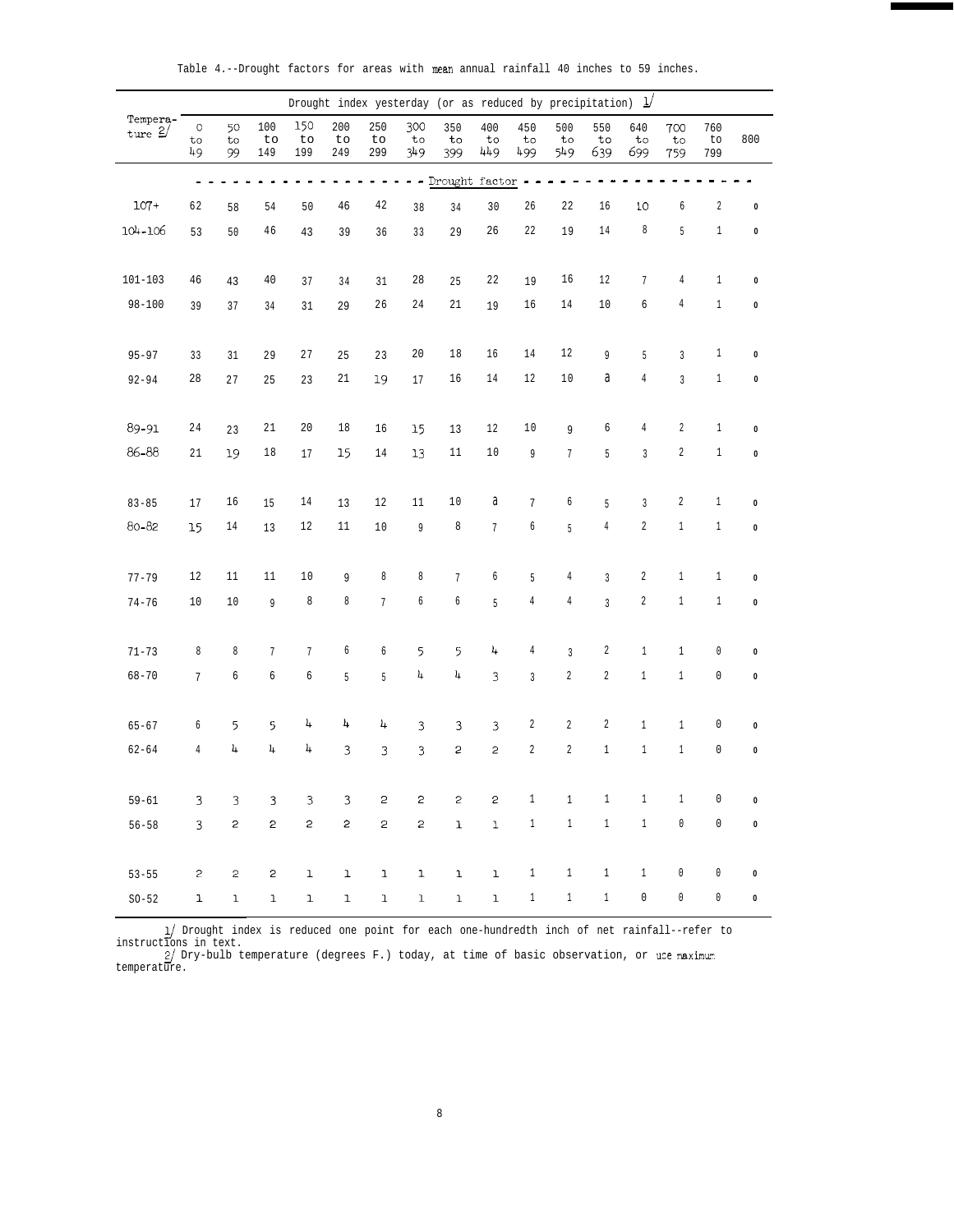Table 4.--Drought factors for areas with mean annual rainfall 40 inches to 59 inches.

| Temperature 2/ | Drought index yesterday (or as reduced by precipitation) 1/ | | | | | | | | | | | | | | | |
|---|---|---|---|---|---|---|---|---|---|---|---|---|---|---|---|---|
| | 0 to 49 | 50 to 99 | 100 to 149 | 150 to 199 | 200 to 249 | 250 to 299 | 300 to 349 | 350 to 399 | 400 to 449 | 450 to 499 | 500 to 549 | 550 to 639 | 640 to 699 | 700 to 759 | 760 to 799 | 800 |
| | Drought factor | | | | | | | | | | | | | | | |
| 107+ | 62 | 58 | 54 | 50 | 46 | 42 | 38 | 34 | 30 | 26 | 22 | 16 | 10 | 6 | 2 | 0 |
| 104-106 | 53 | 50 | 46 | 43 | 39 | 36 | 33 | 29 | 26 | 22 | 19 | 14 | 8 | 5 | 1 | 0 |
| 101-103 | 46 | 43 | 40 | 37 | 34 | 31 | 28 | 25 | 22 | 19 | 16 | 12 | 7 | 4 | 1 | 0 |
| 98-100 | 39 | 37 | 34 | 31 | 29 | 26 | 24 | 21 | 19 | 16 | 14 | 10 | 6 | 4 | 1 | 0 |
| 95-97 | 33 | 31 | 29 | 27 | 25 | 23 | 20 | 18 | 16 | 14 | 12 | 9 | 5 | 3 | 1 | 0 |
| 92-94 | 28 | 27 | 25 | 23 | 21 | 19 | 17 | 16 | 14 | 12 | 10 | 8 | 4 | 3 | 1 | 0 |
| 89-91 | 24 | 23 | 21 | 20 | 18 | 16 | 15 | 13 | 12 | 10 | 9 | 6 | 4 | 2 | 1 | 0 |
| 86-88 | 21 | 19 | 18 | 17 | 15 | 14 | 13 | 11 | 10 | 9 | 7 | 5 | 3 | 2 | 1 | 0 |
| 83-85 | 17 | 16 | 15 | 14 | 13 | 12 | 11 | 10 | 8 | 7 | 6 | 5 | 3 | 2 | 1 | 0 |
| 80-82 | 15 | 14 | 13 | 12 | 11 | 10 | 9 | 8 | 7 | 6 | 5 | 4 | 2 | 1 | 1 | 0 |
| 77-79 | 12 | 11 | 11 | 10 | 9 | 8 | 8 | 7 | 6 | 5 | 4 | 3 | 2 | 1 | 1 | 0 |
| 74-76 | 10 | 10 | 9 | 8 | 8 | 7 | 6 | 6 | 5 | 4 | 4 | 3 | 2 | 1 | 1 | 0 |
| 71-73 | 8 | 8 | 7 | 7 | 6 | 6 | 5 | 5 | 4 | 4 | 3 | 2 | 1 | 1 | 0 | 0 |
| 68-70 | 7 | 6 | 6 | 6 | 5 | 5 | 4 | 4 | 3 | 3 | 2 | 2 | 1 | 1 | 0 | 0 |
| 65-67 | 6 | 5 | 5 | 4 | 4 | 4 | 3 | 3 | 3 | 2 | 2 | 2 | 1 | 1 | 0 | 0 |
| 62-64 | 4 | 4 | 4 | 4 | 3 | 3 | 3 | 2 | 2 | 2 | 2 | 1 | 1 | 1 | 0 | 0 |
| 59-61 | 3 | 3 | 3 | 3 | 3 | 2 | 2 | 2 | 2 | 1 | 1 | 1 | 1 | 1 | 0 | 0 |
| 56-58 | 3 | 2 | 2 | 2 | 2 | 2 | 2 | 1 | 1 | 1 | 1 | 1 | 1 | 0 | 0 | 0 |
| 53-55 | 2 | 2 | 2 | 1 | 1 | 1 | 1 | 1 | 1 | 1 | 1 | 1 | 1 | 0 | 0 | 0 |
| 50-52 | 1 | 1 | 1 | 1 | 1 | 1 | 1 | 1 | 1 | 1 | 1 | 1 | 0 | 0 | 0 | 0 |

1/ Drought index is reduced one point for each one-hundredth inch of net rainfall--refer to instructions in text.

2/ Dry-bulb temperature (degrees F.) today, at time of basic observation, or use maximum temperature.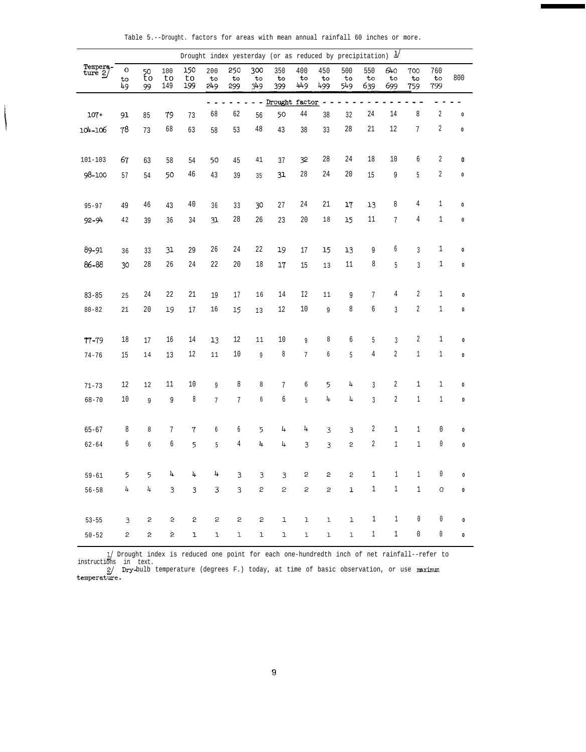Table 5.--Drought. factors for areas with mean annual rainfall 60 inches or more.

| Temperature 2/ | Drought index yesterday (or as reduced by precipitation) 1/ | | | | | | | | | | | | | | | |
|---|---|---|---|---|---|---|---|---|---|---|---|---|---|---|---|---|
| | 0 to 49 | 50 to 99 | 100 to 149 | 150 to 199 | 200 to 249 | 250 to 299 | 300 to 349 | 350 to 399 | 400 to 449 | 450 to 499 | 500 to 549 | 550 to 639 | 640 to 699 | 700 to 759 | 760 to 799 | 800 |
| | Drought factor | | | | | | | | | | | | | | | |
| 107+ | 91 | 85 | 79 | 73 | 68 | 62 | 56 | 50 | 44 | 38 | 32 | 24 | 14 | 8 | 2 | 0 |
| 104-106 | 78 | 73 | 68 | 63 | 58 | 53 | 48 | 43 | 38 | 33 | 28 | 21 | 12 | 7 | 2 | 0 |
| 101-103 | 67 | 63 | 58 | 54 | 50 | 45 | 41 | 37 | 32 | 28 | 24 | 18 | 10 | 6 | 2 | 0 |
| 98-100 | 57 | 54 | 50 | 46 | 43 | 39 | 35 | 31 | 28 | 24 | 20 | 15 | 9 | 5 | 2 | 0 |
| 95-97 | 49 | 46 | 43 | 40 | 36 | 33 | 30 | 27 | 24 | 21 | 17 | 13 | 8 | 4 | 1 | 0 |
| 92-94 | 42 | 39 | 36 | 34 | 31 | 28 | 26 | 23 | 20 | 18 | 15 | 11 | 7 | 4 | 1 | 0 |
| 89-91 | 36 | 33 | 31 | 29 | 26 | 24 | 22 | 19 | 17 | 15 | 13 | 9 | 6 | 3 | 1 | 0 |
| 86-88 | 30 | 28 | 26 | 24 | 22 | 20 | 18 | 17 | 15 | 13 | 11 | 8 | 5 | 3 | 1 | 0 |
| 83-85 | 25 | 24 | 22 | 21 | 19 | 17 | 16 | 14 | 12 | 11 | 9 | 7 | 4 | 2 | 1 | 0 |
| 80-82 | 21 | 20 | 19 | 17 | 16 | 15 | 13 | 12 | 10 | 9 | 8 | 6 | 3 | 2 | 1 | 0 |
| 77-79 | 18 | 17 | 16 | 14 | 13 | 12 | 11 | 10 | 9 | 8 | 6 | 5 | 3 | 2 | 1 | 0 |
| 74-76 | 15 | 14 | 13 | 12 | 11 | 10 | 9 | 8 | 7 | 6 | 5 | 4 | 2 | 1 | 1 | 0 |
| 71-73 | 12 | 12 | 11 | 10 | 9 | 8 | 8 | 7 | 6 | 5 | 4 | 3 | 2 | 1 | 1 | 0 |
| 68-70 | 10 | 9 | 9 | 8 | 7 | 7 | 6 | 6 | 5 | 4 | 4 | 3 | 2 | 1 | 1 | 0 |
| 65-67 | 8 | 8 | 7 | 7 | 6 | 6 | 5 | 4 | 4 | 3 | 3 | 2 | 1 | 1 | 0 | 0 |
| 62-64 | 6 | 6 | 6 | 5 | 5 | 4 | 4 | 4 | 3 | 3 | 2 | 2 | 1 | 1 | 0 | 0 |
| 59-61 | 5 | 5 | 4 | 4 | 4 | 3 | 3 | 3 | 2 | 2 | 2 | 1 | 1 | 1 | 0 | 0 |
| 56-58 | 4 | 4 | 3 | 3 | 3 | 3 | 2 | 2 | 2 | 2 | 1 | 1 | 1 | 1 | 0 | 0 |
| 53-55 | 3 | 2 | 2 | 2 | 2 | 2 | 2 | 1 | 1 | 1 | 1 | 1 | 1 | 0 | 0 | 0 |
| 50-52 | 2 | 2 | 2 | 1 | 1 | 1 | 1 | 1 | 1 | 1 | 1 | 1 | 1 | 0 | 0 | 0 |

1/ Drought index is reduced one point for each one-hundredth inch of net rainfall--refer to instructions in text.

2/ Dry-bulb temperature (degrees F.) today, at time of basic observation, or use maximum temperature.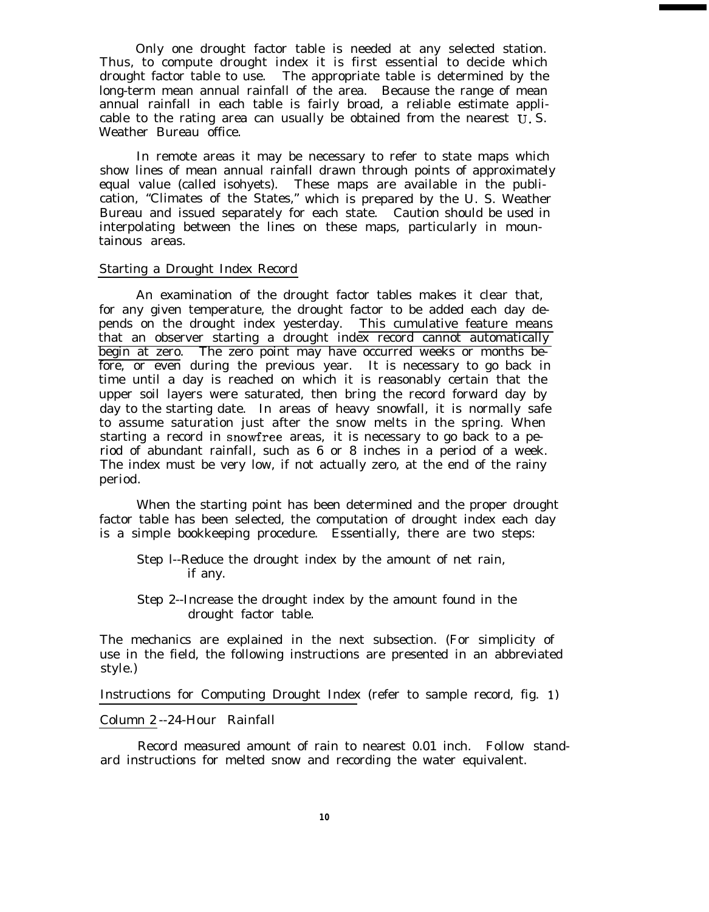Only one drought factor table is needed at any selected station. Thus, to compute drought index it is first essential to decide which drought factor table to use. The appropriate table is determined by the long-term mean annual rainfall of the area. Because the range of mean annual rainfall in each table is fairly broad, a reliable estimate applicable to the rating area can usually be obtained from the nearest U. S. Weather Bureau office.

In remote areas it may be necessary to refer to state maps which show lines of mean annual rainfall drawn through points of approximately equal value (called isohyets). These maps are available in the publication, "Climates of the States," which is prepared by the U. S. Weather Bureau and issued separately for each state. Caution should be used in interpolating between the lines on these maps, particularly in mountainous areas.

### Starting a Drought Index Record

An examination of the drought factor tables makes it clear that, for any given temperature, the drought factor to be added each day depends on the drought index yesterday. This cumulative feature means that an observer starting a drought index record cannot automatically begin at zero. The zero point may have occurred weeks or months before, or even during the previous year. It is necessary to go back in time until a day is reached on which it is reasonably certain that the upper soil layers were saturated, then bring the record forward day by day to the starting date. In areas of heavy snowfall, it is normally safe to assume saturation just after the snow melts in the spring. When starting a record in snowfree areas, it is necessary to go back to a period of abundant rainfall, such as 6 or 8 inches in a period of a week. The index must be very low, if not actually zero, at the end of the rainy period.

When the starting point has been determined and the proper drought factor table has been selected, the computation of drought index each day is a simple bookkeeping procedure. Essentially, there are two steps:

Step l--Reduce the drought index by the amount of net rain, if any.

Step 2--Increase the drought index by the amount found in the drought factor table.

The mechanics are explained in the next subsection. (For simplicity of use in the field, the following instructions are presented in an abbreviated style.)

### Instructions for Computing Drought Index (refer to sample record, fig. 1)

#### Column 2--24-Hour Rainfall

Record measured amount of rain to nearest 0.01 inch. Follow standard instructions for melted snow and recording the water equivalent.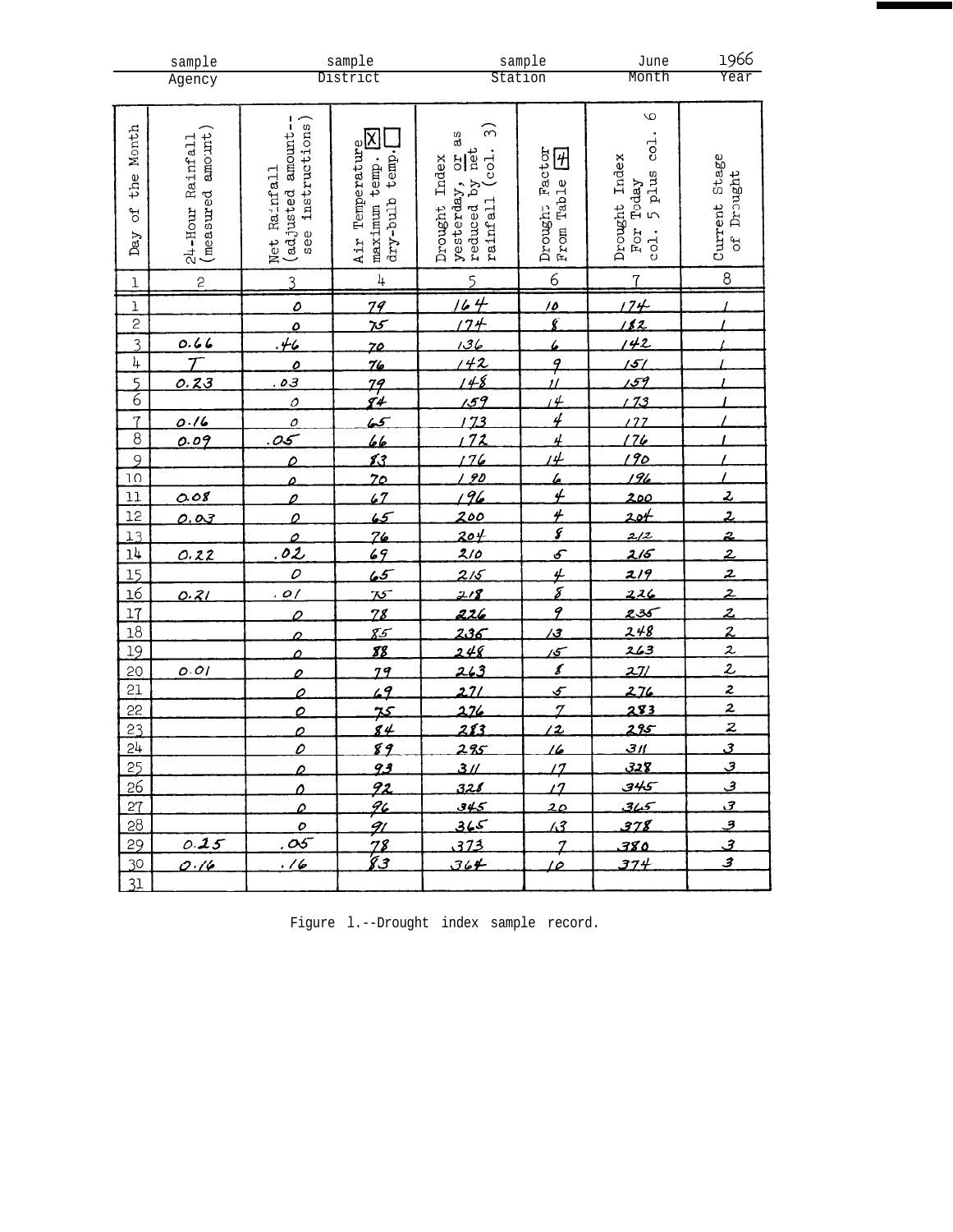| sample | sample | sample | June | 1966 |
|---|---|---|---|---|
| Agency | District | Station | Month | Year |

| Day of the Month | 24-Hour Rainfall (measured amount) | Net Rainfall (adjusted amount-- see instructions) | Air Temperature maximum temp. [X] dry-bulb temp. [ ] | Drought Index yesterday, or as reduced by net rainfall (col. 3) | Drought Factor From Table [4] | Drought Index For Today col. 5 plus col. 6 | Current Stage of Drought |
|---|---|---|---|---|---|---|---|
| 1 | 2 | 3 | 4 | 5 | 6 | 7 | 8 |
| 1 | | 0 | 79 | 164 | 10 | 174 | 1 |
| 2 | | 0 | 75 | 174 | 8 | 182 | 1 |
| 3 | 0.66 | .46 | 70 | 136 | 6 | 142 | 1 |
| 4 | T | 0 | 76 | 142 | 9 | 151 | 1 |
| 5 | 0.23 | .03 | 79 | 148 | 11 | 159 | 1 |
| 6 | | 0 | 84 | 159 | 14 | 173 | 1 |
| 7 | 0.16 | 0 | 65 | 173 | 4 | 177 | 1 |
| 8 | 0.09 | .05 | 66 | 172 | 4 | 176 | 1 |
| 9 | | 0 | 83 | 176 | 14 | 190 | 1 |
| 10 | | 0 | 70 | 190 | 6 | 196 | 1 |
| 11 | 0.08 | 0 | 67 | 196 | 4 | 200 | 2 |
| 12 | 0.03 | 0 | 65 | 200 | 4 | 204 | 2 |
| 13 | | 0 | 76 | 204 | 8 | 212 | 2 |
| 14 | 0.22 | .02 | 69 | 210 | 5 | 215 | 2 |
| 15 | | 0 | 65 | 215 | 4 | 219 | 2 |
| 16 | 0.21 | .01 | 75 | 218 | 8 | 226 | 2 |
| 17 | | 0 | 78 | 226 | 9 | 235 | 2 |
| 18 | | 0 | 85 | 235 | 13 | 248 | 2 |
| 19 | | 0 | 88 | 248 | 15 | 263 | 2 |
| 20 | 0.01 | 0 | 79 | 263 | 8 | 271 | 2 |
| 21 | | 0 | 69 | 271 | 5 | 276 | 2 |
| 22 | | 0 | 75 | 276 | 7 | 283 | 2 |
| 23 | | 0 | 84 | 283 | 12 | 295 | 2 |
| 24 | | 0 | 89 | 295 | 16 | 311 | 3 |
| 25 | | 0 | 93 | 311 | 17 | 328 | 3 |
| 26 | | 0 | 92 | 328 | 17 | 345 | 3 |
| 27 | | 0 | 96 | 345 | 20 | 365 | 3 |
| 28 | | 0 | 91 | 365 | 13 | 378 | 3 |
| 29 | 0.25 | .05 | 78 | 373 | 7 | 380 | 3 |
| 30 | 0.16 | .16 | 83 | 364 | 10 | 374 | 3 |
| 31 | | | | | | | |

Figure 1.--Drought index sample record.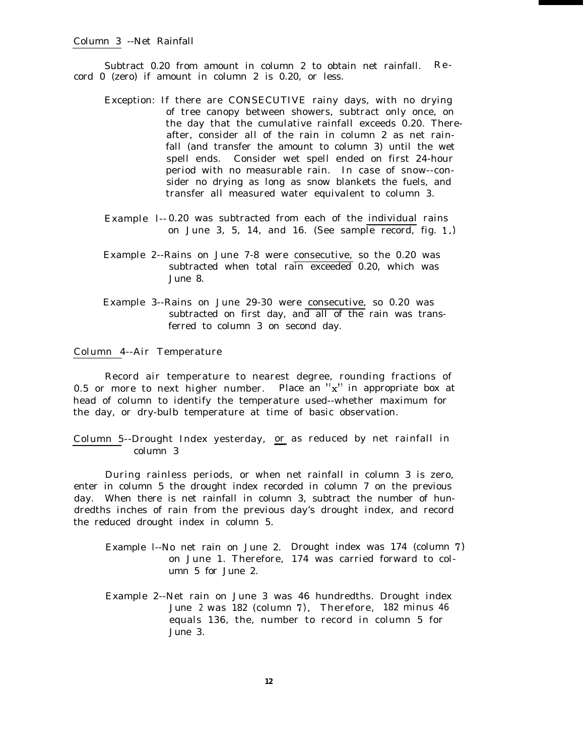Column 3 --Net Rainfall

Subtract 0.20 from amount in column 2 to obtain net rainfall. Record 0 (zero) if amount in column 2 is 0.20, or less.

Exception: If there are CONSECUTIVE rainy days, with no drying of tree canopy between showers, subtract only once, on the day that the cumulative rainfall exceeds 0.20. Thereafter, consider all of the rain in column 2 as net rainfall (and transfer the amount to column 3) until the wet spell ends. Consider wet spell ended on first 24-hour period with no measurable rain. In case of snow--consider no drying as long as snow blankets the fuels, and transfer all measured water equivalent to column 3.

Example I-- 0.20 was subtracted from each of the individual rains on June 3, 5, 14, and 16. (See sample record, fig. 1.)

Example 2--Rains on June 7-8 were consecutive, so the 0.20 was subtracted when total rain exceeded 0.20, which was June 8.

Example 3--Rains on June 29-30 were consecutive, so 0.20 was subtracted on first day, and all of the rain was transferred to column 3 on second day.

Column 4--Air Temperature

Record air temperature to nearest degree, rounding fractions of 0.5 or more to next higher number. Place an "x" in appropriate box at head of column to identify the temperature used--whether maximum for the day, or dry-bulb temperature at time of basic observation.

Column 5--Drought Index yesterday, or as reduced by net rainfall in column 3

During rainless periods, or when net rainfall in column 3 is zero, enter in column 5 the drought index recorded in column 7 on the previous day. When there is net rainfall in column 3, subtract the number of hundredths inches of rain from the previous day's drought index, and record the reduced drought index in column 5.

Example l--No net rain on June 2. Drought index was 174 (column 7) on June 1. Therefore, 174 was carried forward to column 5 for June 2.

Example 2--Net rain on June 3 was 46 hundredths. Drought index June 2 was 182 (column 7). Therefore, 182 minus 46 equals 136, the, number to record in column 5 for June 3.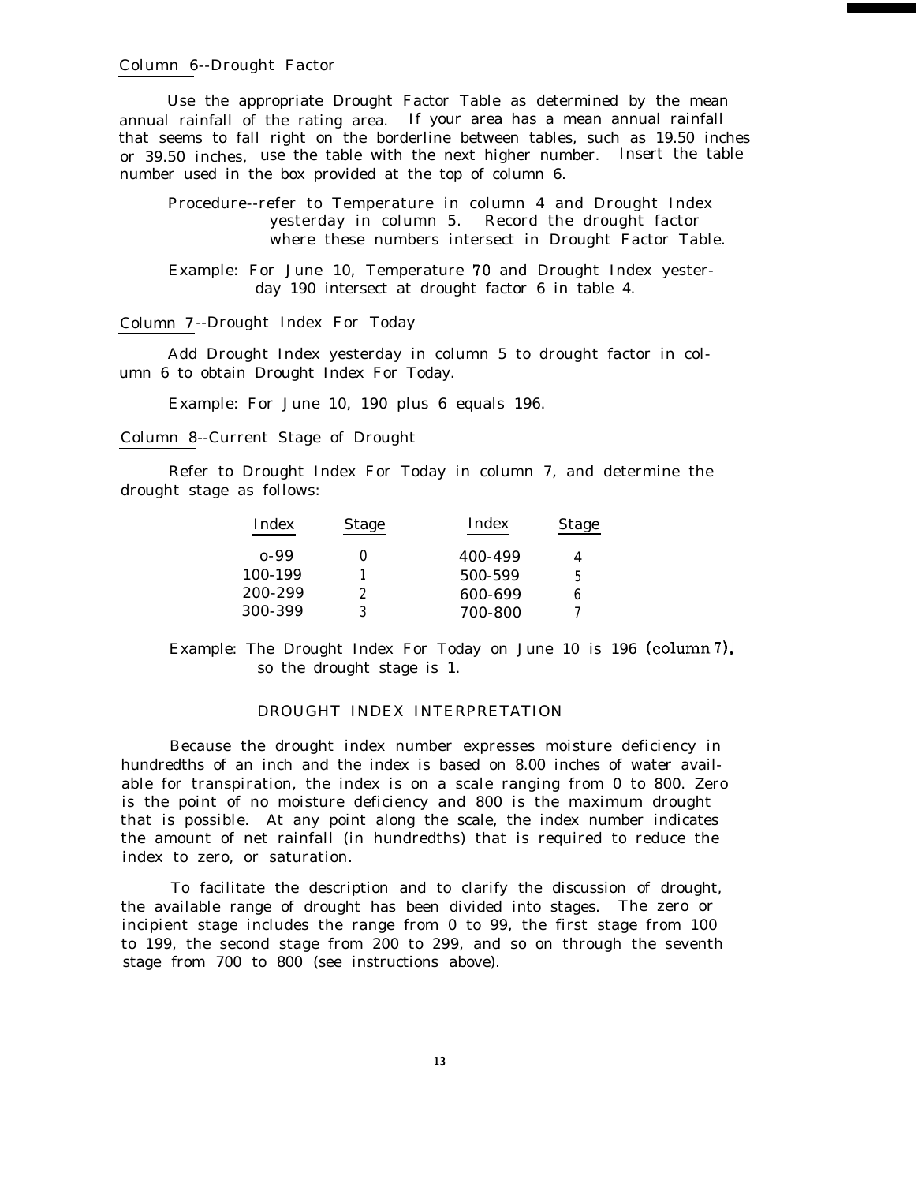Column 6--Drought Factor

Use the appropriate Drought Factor Table as determined by the mean annual rainfall of the rating area. If your area has a mean annual rainfall that seems to fall right on the borderline between tables, such as 19.50 inches or 39.50 inches, use the table with the next higher number. Insert the table number used in the box provided at the top of column 6.

> Procedure--refer to Temperature in column 4 and Drought Index yesterday in column 5. Record the drought factor where these numbers intersect in Drought Factor Table.

> Example: For June 10, Temperature 70 and Drought Index yesterday 190 intersect at drought factor 6 in table 4.

Column 7--Drought Index For Today

Add Drought Index yesterday in column 5 to drought factor in column 6 to obtain Drought Index For Today.

Example: For June 10, 190 plus 6 equals 196.

Column 8--Current Stage of Drought

Refer to Drought Index For Today in column 7, and determine the drought stage as follows:

| Index | Stage | Index | Stage |
|---|---|---|---|
| o-99 | 0 | 400-499 | 4 |
| 100-199 | 1 | 500-599 | 5 |
| 200-299 | 2 | 600-699 | 6 |
| 300-399 | 3 | 700-800 | 7 |

> Example: The Drought Index For Today on June 10 is 196 (column 7), so the drought stage is 1.

## DROUGHT INDEX INTERPRETATION

Because the drought index number expresses moisture deficiency in hundredths of an inch and the index is based on 8.00 inches of water available for transpiration, the index is on a scale ranging from 0 to 800. Zero is the point of no moisture deficiency and 800 is the maximum drought that is possible. At any point along the scale, the index number indicates the amount of net rainfall (in hundredths) that is required to reduce the index to zero, or saturation.

To facilitate the description and to clarify the discussion of drought, the available range of drought has been divided into stages. The zero or incipient stage includes the range from 0 to 99, the first stage from 100 to 199, the second stage from 200 to 299, and so on through the seventh stage from 700 to 800 (see instructions above).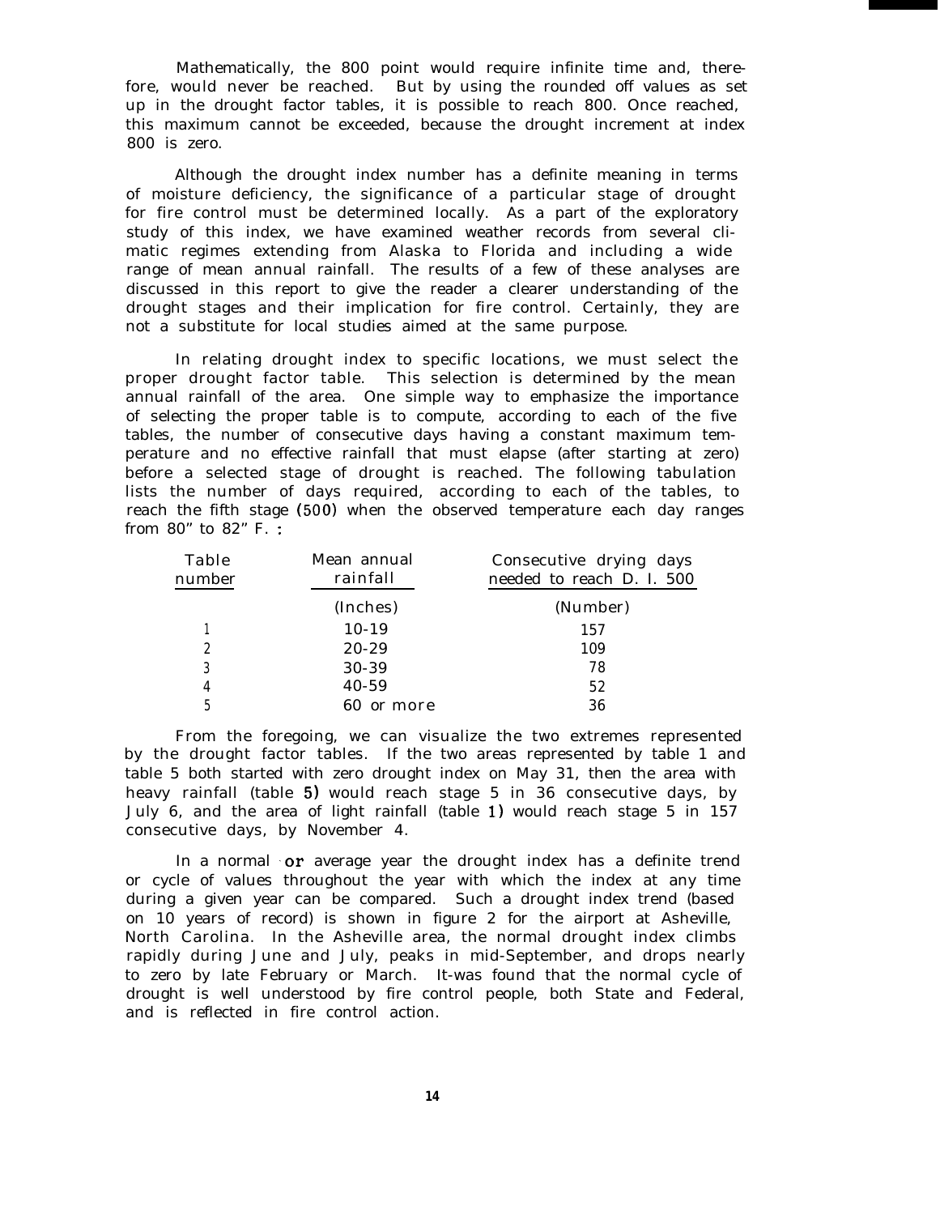Mathematically, the 800 point would require infinite time and, therefore, would never be reached. But by using the rounded off values as set up in the drought factor tables, it is possible to reach 800. Once reached, this maximum cannot be exceeded, because the drought increment at index 800 is zero.

Although the drought index number has a definite meaning in terms of moisture deficiency, the significance of a particular stage of drought for fire control must be determined locally. As a part of the exploratory study of this index, we have examined weather records from several climatic regimes extending from Alaska to Florida and including a wide range of mean annual rainfall. The results of a few of these analyses are discussed in this report to give the reader a clearer understanding of the drought stages and their implication for fire control. Certainly, they are not a substitute for local studies aimed at the same purpose.

In relating drought index to specific locations, we must select the proper drought factor table. This selection is determined by the mean annual rainfall of the area. One simple way to emphasize the importance of selecting the proper table is to compute, according to each of the five tables, the number of consecutive days having a constant maximum temperature and no effective rainfall that must elapse (after starting at zero) before a selected stage of drought is reached. The following tabulation lists the number of days required, according to each of the tables, to reach the fifth stage (500) when the observed temperature each day ranges from 80° to 82° F. :

| Table number | Mean annual rainfall | Consecutive drying days needed to reach D. I. 500 |
|---|---|---|
| | (Inches) | (Number) |
| 1 | 10-19 | 157 |
| 2 | 20-29 | 109 |
| 3 | 30-39 | 78 |
| 4 | 40-59 | 52 |
| 5 | 60 or more | 36 |

From the foregoing, we can visualize the two extremes represented by the drought factor tables. If the two areas represented by table 1 and table 5 both started with zero drought index on May 31, then the area with heavy rainfall (table 5) would reach stage 5 in 36 consecutive days, by July 6, and the area of light rainfall (table 1) would reach stage 5 in 157 consecutive days, by November 4.

In a normal or average year the drought index has a definite trend or cycle of values throughout the year with which the index at any time during a given year can be compared. Such a drought index trend (based on 10 years of record) is shown in figure 2 for the airport at Asheville, North Carolina. In the Asheville area, the normal drought index climbs rapidly during June and July, peaks in mid-September, and drops nearly to zero by late February or March. It was found that the normal cycle of drought is well understood by fire control people, both State and Federal, and is reflected in fire control action.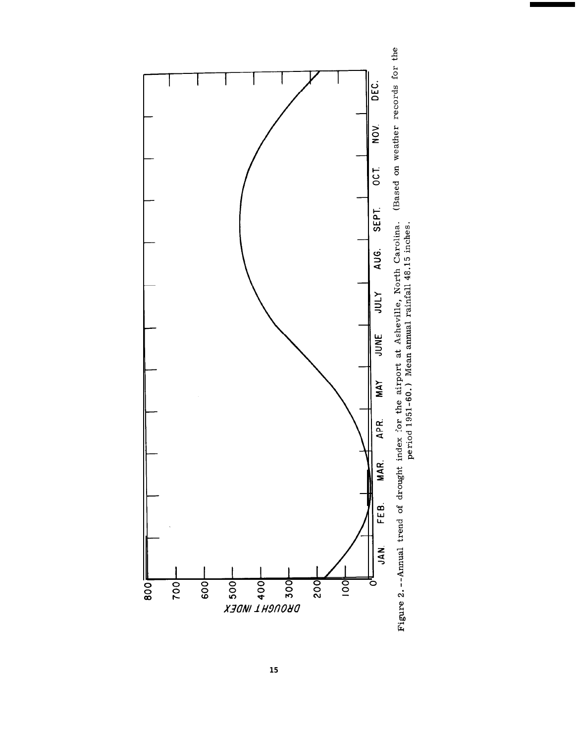Figure 2. --Annual trend of drought index for the airport at Asheville, North Carolina. (Based on weather records for the period 1951-60.) Mean annual rainfall 48.15 inches.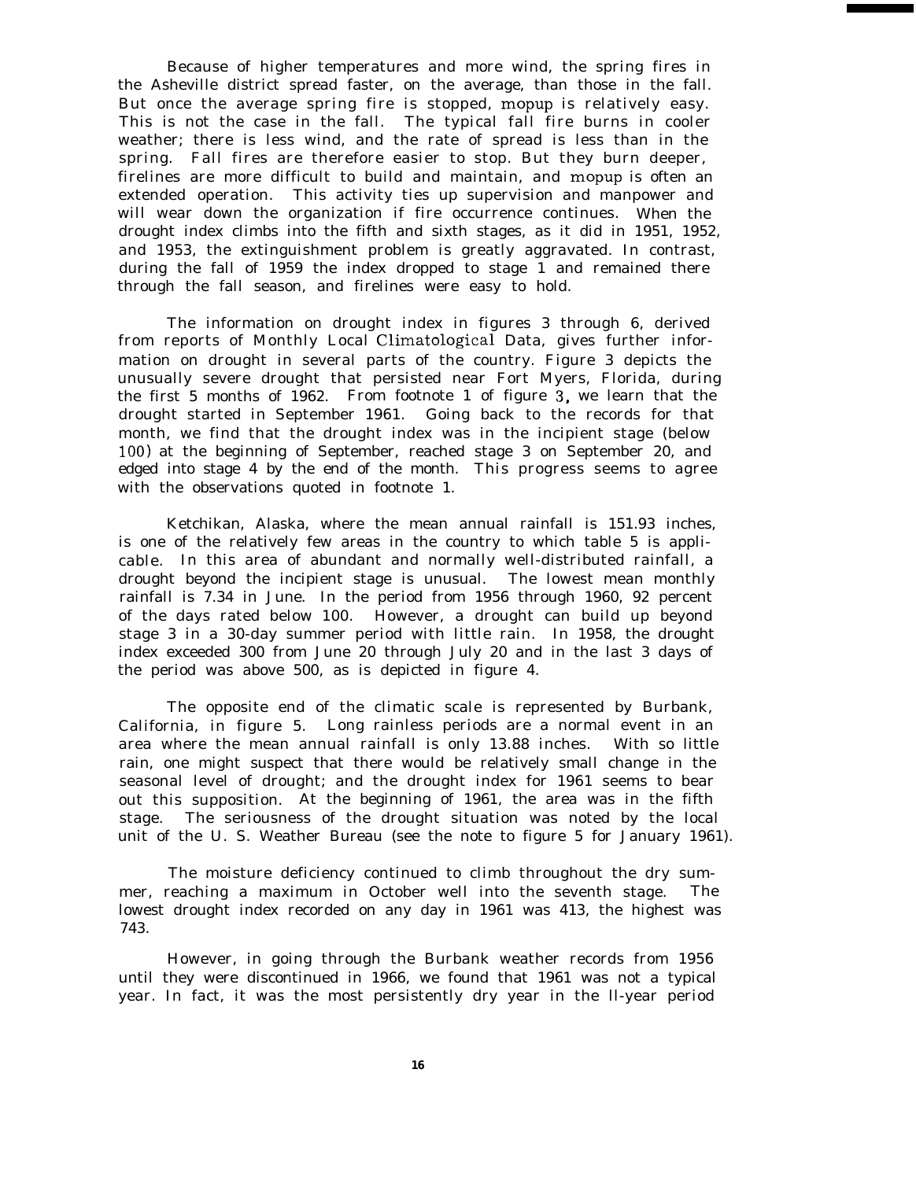Because of higher temperatures and more wind, the spring fires in the Asheville district spread faster, on the average, than those in the fall. But once the average spring fire is stopped, mopup is relatively easy. This is not the case in the fall. The typical fall fire burns in cooler weather; there is less wind, and the rate of spread is less than in the spring. Fall fires are therefore easier to stop. But they burn deeper, firelines are more difficult to build and maintain, and mopup is often an extended operation. This activity ties up supervision and manpower and will wear down the organization if fire occurrence continues. When the drought index climbs into the fifth and sixth stages, as it did in 1951, 1952, and 1953, the extinguishment problem is greatly aggravated. In contrast, during the fall of 1959 the index dropped to stage 1 and remained there through the fall season, and firelines were easy to hold.

The information on drought index in figures 3 through 6, derived from reports of Monthly Local Climatological Data, gives further information on drought in several parts of the country. Figure 3 depicts the unusually severe drought that persisted near Fort Myers, Florida, during the first 5 months of 1962. From footnote 1 of figure 3, we learn that the drought started in September 1961. Going back to the records for that month, we find that the drought index was in the incipient stage (below 100) at the beginning of September, reached stage 3 on September 20, and edged into stage 4 by the end of the month. This progress seems to agree with the observations quoted in footnote 1.

Ketchikan, Alaska, where the mean annual rainfall is 151.93 inches, is one of the relatively few areas in the country to which table 5 is applicable. In this area of abundant and normally well-distributed rainfall, a drought beyond the incipient stage is unusual. The lowest mean monthly rainfall is 7.34 in June. In the period from 1956 through 1960, 92 percent of the days rated below 100. However, a drought can build up beyond stage 3 in a 30-day summer period with little rain. In 1958, the drought index exceeded 300 from June 20 through July 20 and in the last 3 days of the period was above 500, as is depicted in figure 4.

The opposite end of the climatic scale is represented by Burbank, California, in figure 5. Long rainless periods are a normal event in an area where the mean annual rainfall is only 13.88 inches. With so little rain, one might suspect that there would be relatively small change in the seasonal level of drought; and the drought index for 1961 seems to bear out this supposition. At the beginning of 1961, the area was in the fifth stage. The seriousness of the drought situation was noted by the local unit of the U. S. Weather Bureau (see the note to figure 5 for January 1961).

The moisture deficiency continued to climb throughout the dry summer, reaching a maximum in October well into the seventh stage. The lowest drought index recorded on any day in 1961 was 413, the highest was 743.

However, in going through the Burbank weather records from 1956 until they were discontinued in 1966, we found that 1961 was not a typical year. In fact, it was the most persistently dry year in the ll-year period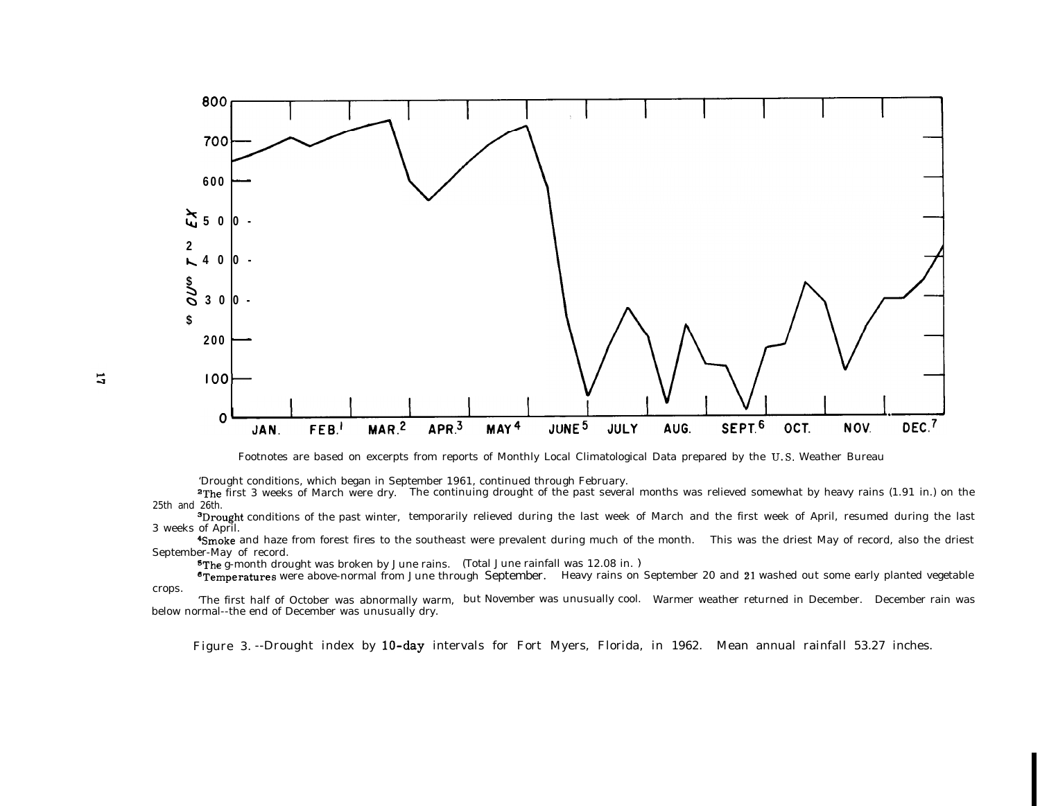Footnotes are based on excerpts from reports of Monthly Local Climatological Data prepared by the U.S. Weather Bureau

[1]Drought conditions, which began in September 1961, continued through February.

[2]The first 3 weeks of March were dry. The continuing drought of the past several months was relieved somewhat by heavy rains (1.91 in.) on the 25th and 26th.

[3]Drought conditions of the past winter, temporarily relieved during the last week of March and the first week of April, resumed during the last 3 weeks of April.

[4]Smoke and haze from forest fires to the southeast were prevalent during much of the month. This was the driest May of record, also the driest September-May of record.

[5]The 9-month drought was broken by June rains. (Total June rainfall was 12.08 in. )

[6]Temperatures were above-normal from June through September. Heavy rains on September 20 and 21 washed out some early planted vegetable crops.

[7]The first half of October was abnormally warm, but November was unusually cool. Warmer weather returned in December. December rain was below normal--the end of December was unusually dry.

Figure 3. --Drought index by 10-day intervals for Fort Myers, Florida, in 1962. Mean annual rainfall 53.27 inches.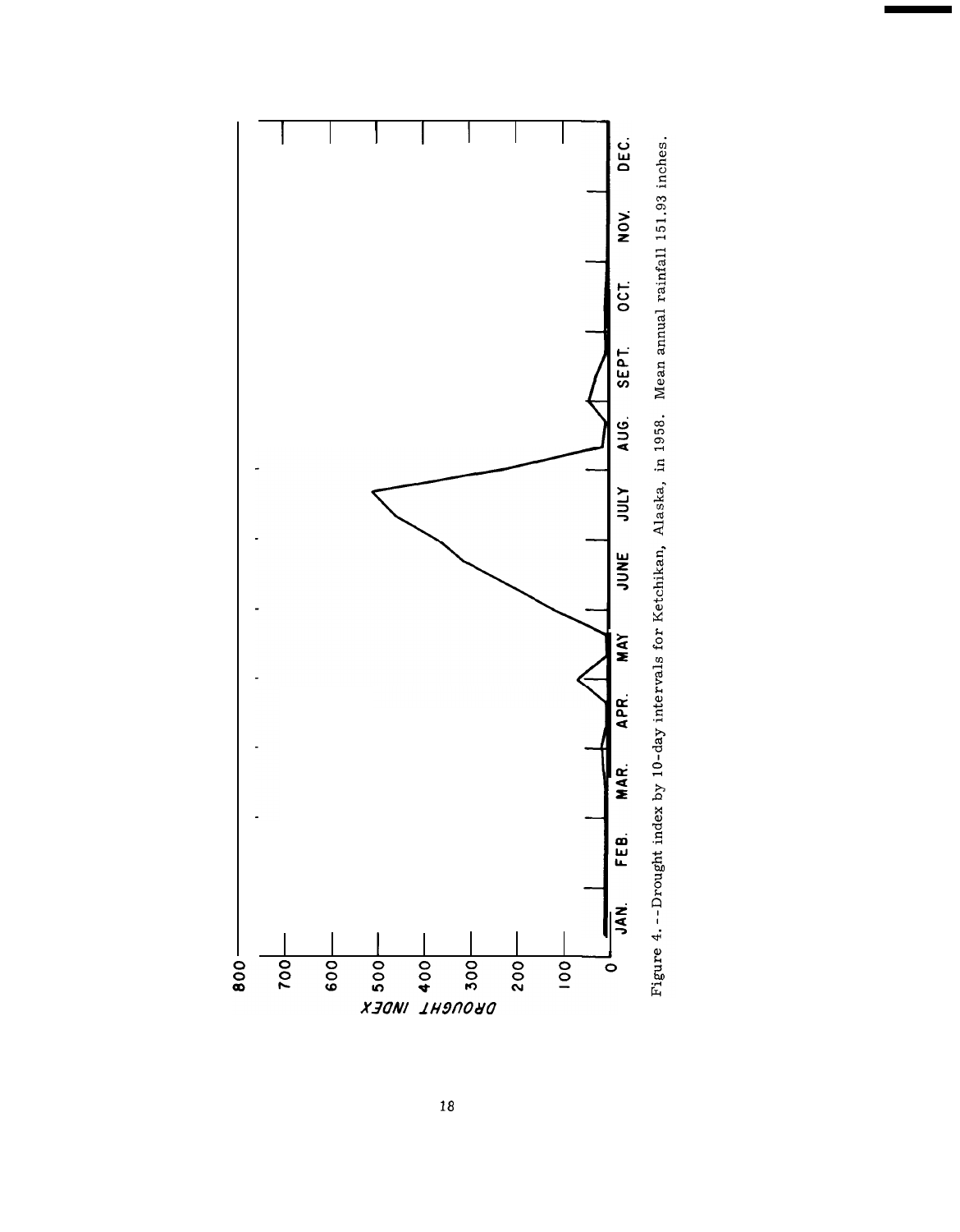Figure 4.--Drought index by 10-day intervals for Ketchikan, Alaska, in 1958. Mean annual rainfall 151.93 inches.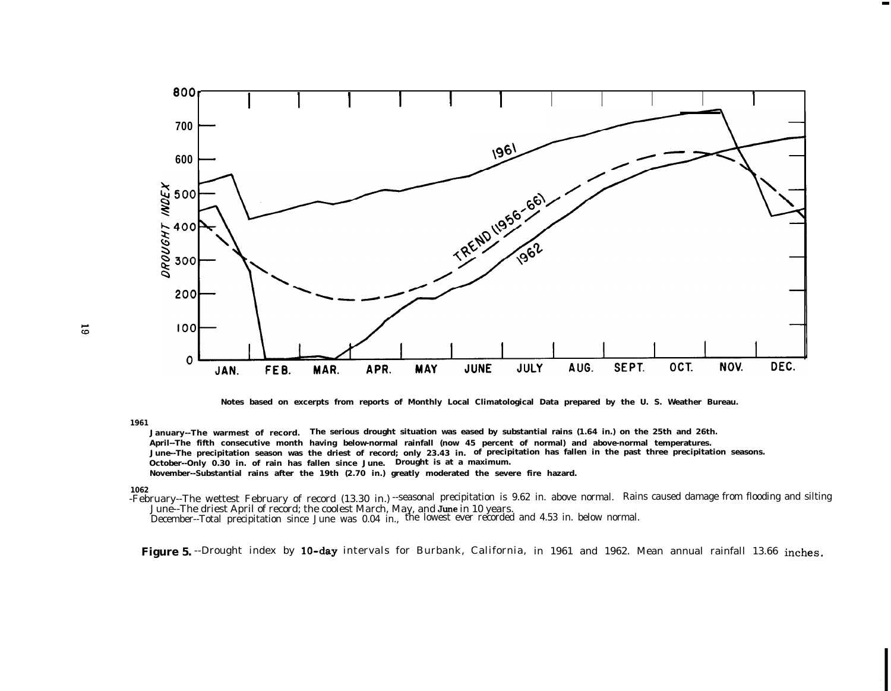Notes based on excerpts from reports of Monthly Local Climatological Data prepared by the U. S. Weather Bureau.

**1961**

- January--The warmest of record. The serious drought situation was eased by substantial rains (1.64 in.) on the 25th and 26th.
- April--The fifth consecutive month having below-normal rainfall (now 45 percent of normal) and above-normal temperatures.
- June--The precipitation season was the driest of record; only 23.43 in. of precipitation has fallen in the past three precipitation seasons.
- October--Only 0.30 in. of rain has fallen since June. Drought is at a maximum.
- November--Substantial rains after the 19th (2.70 in.) greatly moderated the severe fire hazard.

**1062**

- February--The wettest February of record (13.30 in.) --seasonal precipitation is 9.62 in. above normal. Rains caused damage from flooding and silting
- June--The driest April of record; the coolest March, May, and June in 10 years.
- December--Total precipitation since June was 0.04 in., the lowest ever recorded and 4.53 in. below normal.

**Figure 5.** --Drought index by 10-day intervals for Burbank, California, in 1961 and 1962. Mean annual rainfall 13.66 inches.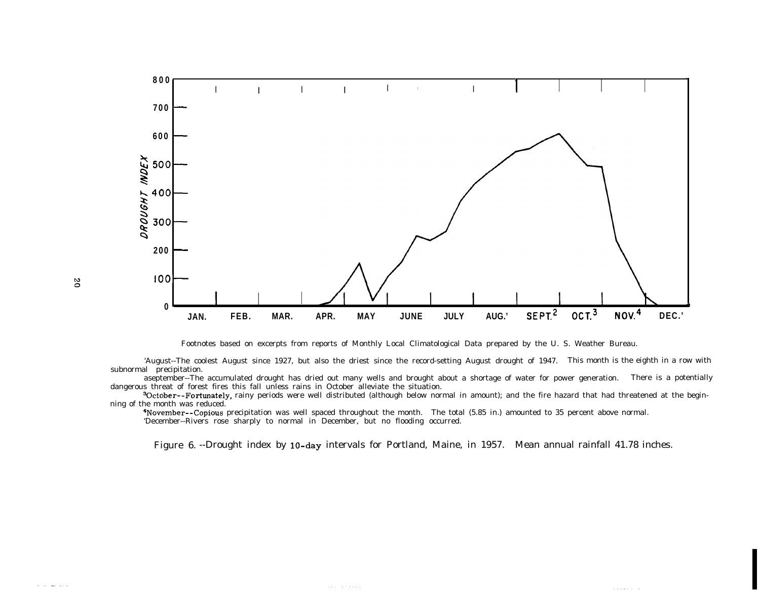Footnotes based on excerpts from reports of Monthly Local Climatological Data prepared by the U. S. Weather Bureau.

[1]August--The coolest August since 1927, but also the driest since the record-setting August drought of 1947. This month is the eighth in a row with subnormal precipitation.

[2]September--The accumulated drought has dried out many wells and brought about a shortage of water for power generation. There is a potentially dangerous threat of forest fires this fall unless rains in October alleviate the situation.

[3]October--Fortunately, rainy periods were well distributed (although below normal in amount); and the fire hazard that had threatened at the beginning of the month was reduced.

[4]November--Copious precipitation was well spaced throughout the month. The total (5.85 in.) amounted to 35 percent above normal.

[5]December--Rivers rose sharply to normal in December, but no flooding occurred.

Figure 6. --Drought index by 10-day intervals for Portland, Maine, in 1957. Mean annual rainfall 41.78 inches.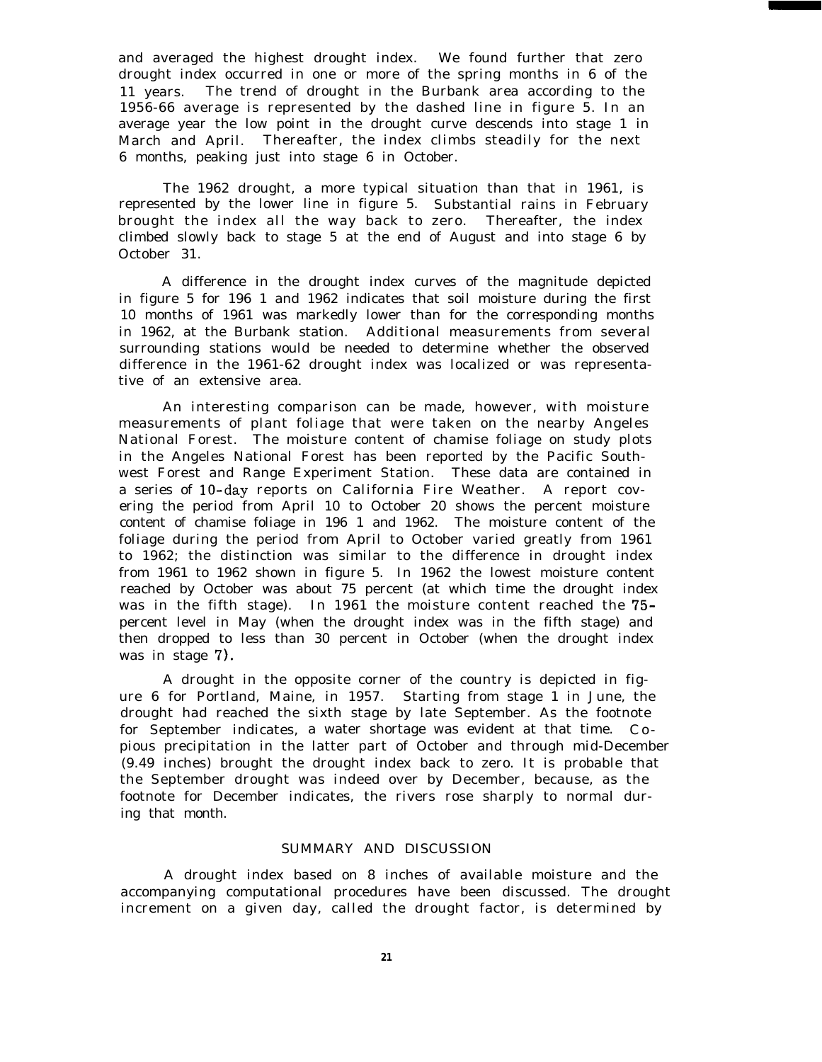and averaged the highest drought index. We found further that zero drought index occurred in one or more of the spring months in 6 of the 11 years. The trend of drought in the Burbank area according to the 1956-66 average is represented by the dashed line in figure 5. In an average year the low point in the drought curve descends into stage 1 in March and April. Thereafter, the index climbs steadily for the next 6 months, peaking just into stage 6 in October.

The 1962 drought, a more typical situation than that in 1961, is represented by the lower line in figure 5. Substantial rains in February brought the index all the way back to zero. Thereafter, the index climbed slowly back to stage 5 at the end of August and into stage 6 by October 31.

A difference in the drought index curves of the magnitude depicted in figure 5 for 1961 and 1962 indicates that soil moisture during the first 10 months of 1961 was markedly lower than for the corresponding months in 1962, at the Burbank station. Additional measurements from several surrounding stations would be needed to determine whether the observed difference in the 1961-62 drought index was localized or was representative of an extensive area.

An interesting comparison can be made, however, with moisture measurements of plant foliage that were taken on the nearby Angeles National Forest. The moisture content of chamise foliage on study plots in the Angeles National Forest has been reported by the Pacific Southwest Forest and Range Experiment Station. These data are contained in a series of 10-day reports on California Fire Weather. A report covering the period from April 10 to October 20 shows the percent moisture content of chamise foliage in 1961 and 1962. The moisture content of the foliage during the period from April to October varied greatly from 1961 to 1962; the distinction was similar to the difference in drought index from 1961 to 1962 shown in figure 5. In 1962 the lowest moisture content reached by October was about 75 percent (at which time the drought index was in the fifth stage). In 1961 the moisture content reached the 75-percent level in May (when the drought index was in the fifth stage) and then dropped to less than 30 percent in October (when the drought index was in stage 7).

A drought in the opposite corner of the country is depicted in figure 6 for Portland, Maine, in 1957. Starting from stage 1 in June, the drought had reached the sixth stage by late September. As the footnote for September indicates, a water shortage was evident at that time. Copious precipitation in the latter part of October and through mid-December (9.49 inches) brought the drought index back to zero. It is probable that the September drought was indeed over by December, because, as the footnote for December indicates, the rivers rose sharply to normal during that month.

## SUMMARY AND DISCUSSION

A drought index based on 8 inches of available moisture and the accompanying computational procedures have been discussed. The drought increment on a given day, called the drought factor, is determined by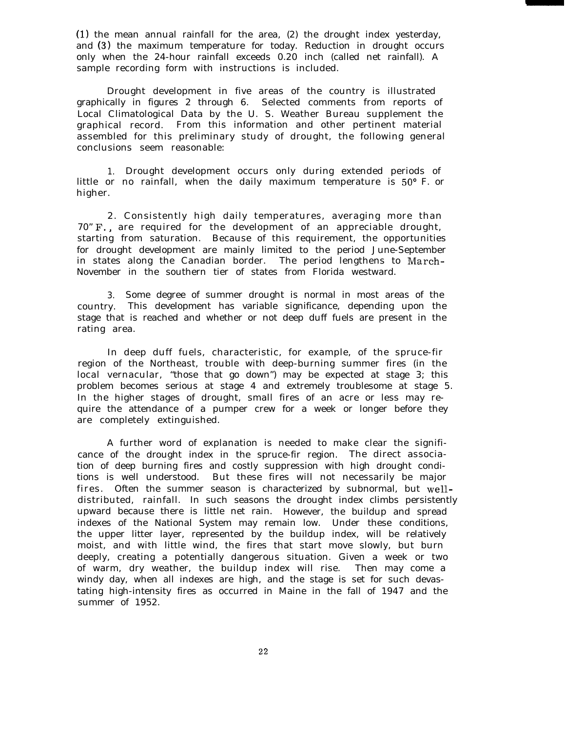(1) the mean annual rainfall for the area, (2) the drought index yesterday, and (3) the maximum temperature for today. Reduction in drought occurs only when the 24-hour rainfall exceeds 0.20 inch (called net rainfall). A sample recording form with instructions is included.

Drought development in five areas of the country is illustrated graphically in figures 2 through 6. Selected comments from reports of Local Climatological Data by the U. S. Weather Bureau supplement the graphical record. From this information and other pertinent material assembled for this preliminary study of drought, the following general conclusions seem reasonable:

1. Drought development occurs only during extended periods of little or no rainfall, when the daily maximum temperature is 50° F. or higher.

2. Consistently high daily temperatures, averaging more than 70° F., are required for the development of an appreciable drought, starting from saturation. Because of this requirement, the opportunities for drought development are mainly limited to the period June-September in states along the Canadian border. The period lengthens to March-November in the southern tier of states from Florida westward.

3. Some degree of summer drought is normal in most areas of the country. This development has variable significance, depending upon the stage that is reached and whether or not deep duff fuels are present in the rating area.

In deep duff fuels, characteristic, for example, of the spruce-fir region of the Northeast, trouble with deep-burning summer fires (in the local vernacular, "those that go down") may be expected at stage 3; this problem becomes serious at stage 4 and extremely troublesome at stage 5. In the higher stages of drought, small fires of an acre or less may require the attendance of a pumper crew for a week or longer before they are completely extinguished.

A further word of explanation is needed to make clear the significance of the drought index in the spruce-fir region. The direct association of deep burning fires and costly suppression with high drought conditions is well understood. But these fires will not necessarily be major fires. Often the summer season is characterized by subnormal, but well-distributed, rainfall. In such seasons the drought index climbs persistently upward because there is little net rain. However, the buildup and spread indexes of the National System may remain low. Under these conditions, the upper litter layer, represented by the buildup index, will be relatively moist, and with little wind, the fires that start move slowly, but burn deeply, creating a potentially dangerous situation. Given a week or two of warm, dry weather, the buildup index will rise. Then may come a windy day, when all indexes are high, and the stage is set for such devastating high-intensity fires as occurred in Maine in the fall of 1947 and the summer of 1952.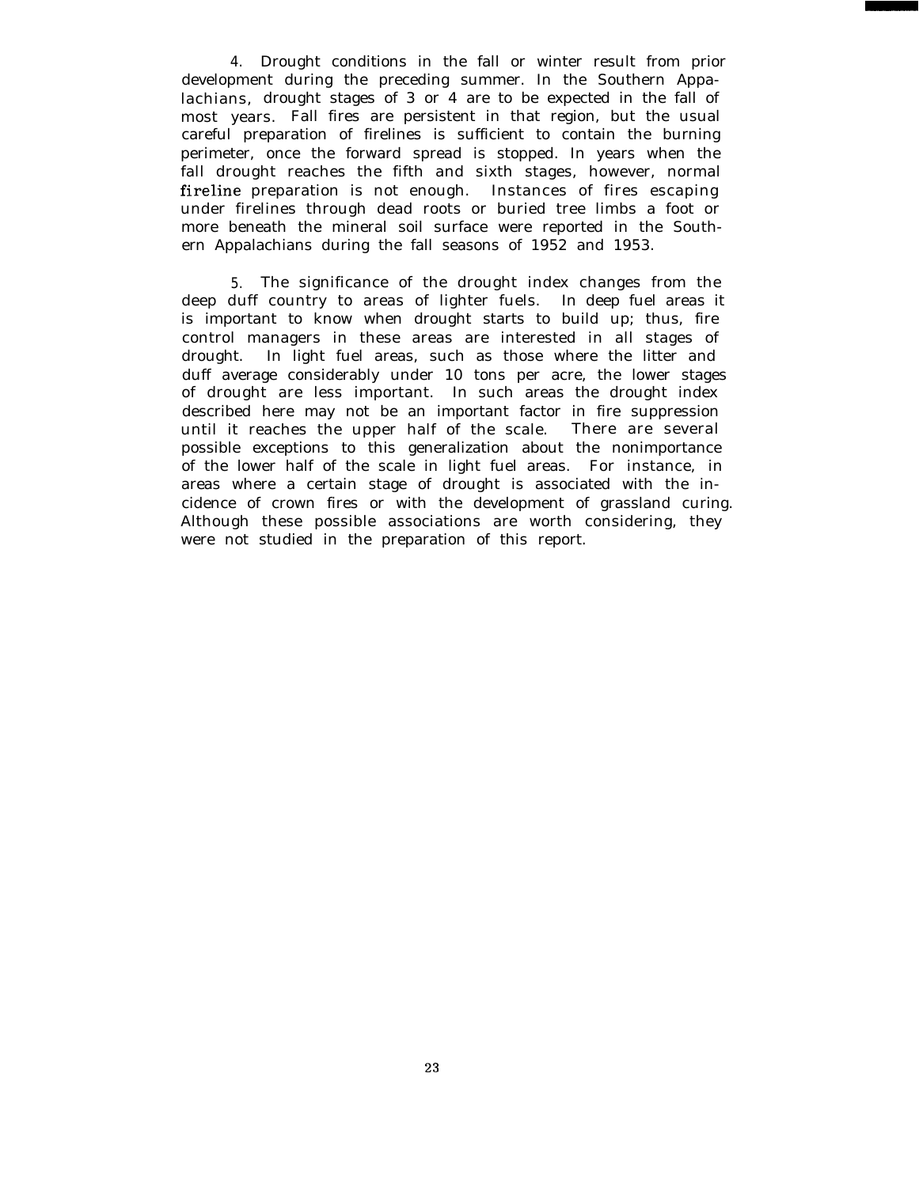4. Drought conditions in the fall or winter result from prior development during the preceding summer. In the Southern Appalachians, drought stages of 3 or 4 are to be expected in the fall of most years. Fall fires are persistent in that region, but the usual careful preparation of firelines is sufficient to contain the burning perimeter, once the forward spread is stopped. In years when the fall drought reaches the fifth and sixth stages, however, normal fireline preparation is not enough. Instances of fires escaping under firelines through dead roots or buried tree limbs a foot or more beneath the mineral soil surface were reported in the Southern Appalachians during the fall seasons of 1952 and 1953.

5. The significance of the drought index changes from the deep duff country to areas of lighter fuels. In deep fuel areas it is important to know when drought starts to build up; thus, fire control managers in these areas are interested in all stages of drought. In light fuel areas, such as those where the litter and duff average considerably under 10 tons per acre, the lower stages of drought are less important. In such areas the drought index described here may not be an important factor in fire suppression until it reaches the upper half of the scale. There are several possible exceptions to this generalization about the nonimportance of the lower half of the scale in light fuel areas. For instance, in areas where a certain stage of drought is associated with the incidence of crown fires or with the development of grassland curing. Although these possible associations are worth considering, they were not studied in the preparation of this report.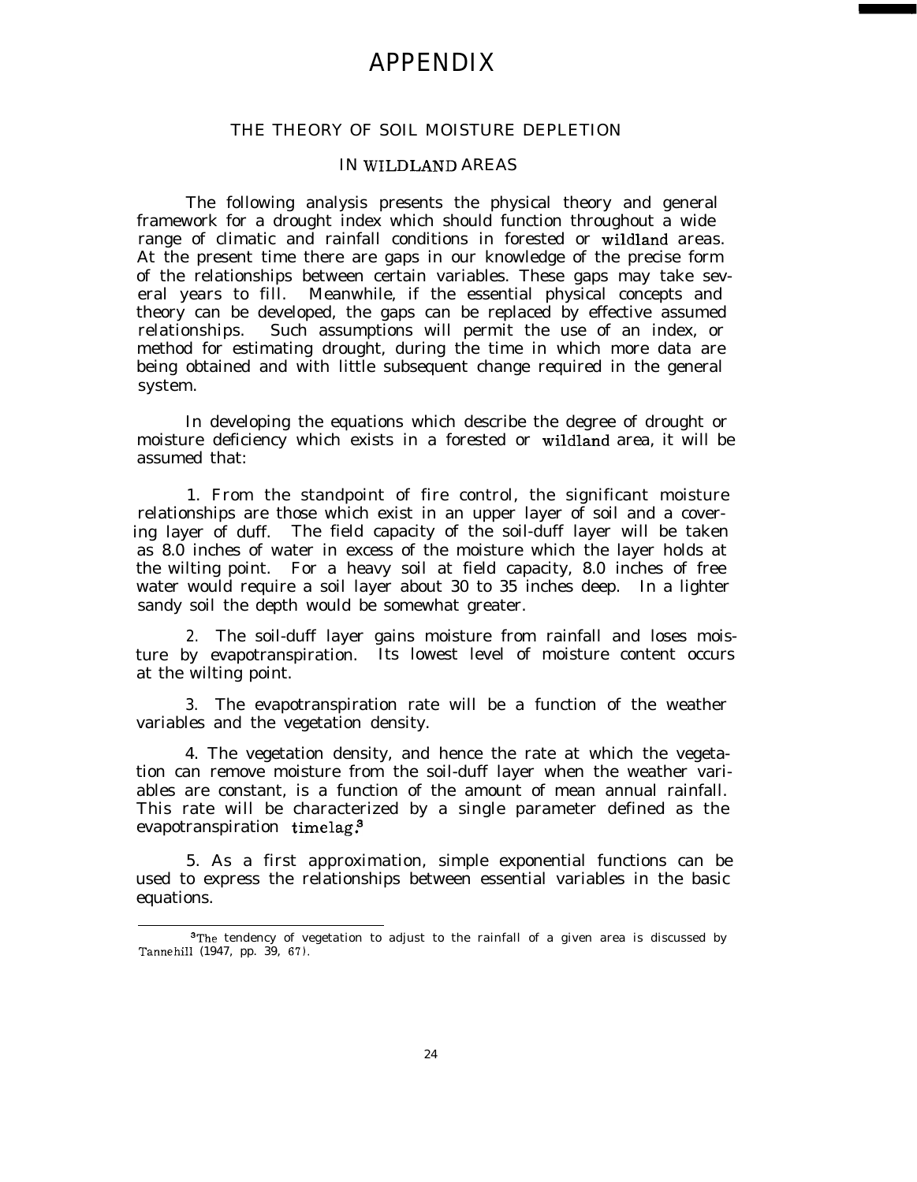# APPENDIX

## THE THEORY OF SOIL MOISTURE DEPLETION

## IN WILDLAND AREAS

The following analysis presents the physical theory and general framework for a drought index which should function throughout a wide range of climatic and rainfall conditions in forested or wildland areas. At the present time there are gaps in our knowledge of the precise form of the relationships between certain variables. These gaps may take several years to fill. Meanwhile, if the essential physical concepts and theory can be developed, the gaps can be replaced by effective assumed relationships. Such assumptions will permit the use of an index, or method for estimating drought, during the time in which more data are being obtained and with little subsequent change required in the general system.

In developing the equations which describe the degree of drought or moisture deficiency which exists in a forested or wildland area, it will be assumed that:

1. From the standpoint of fire control, the significant moisture relationships are those which exist in an upper layer of soil and a covering layer of duff. The field capacity of the soil-duff layer will be taken as 8.0 inches of water in excess of the moisture which the layer holds at the wilting point. For a heavy soil at field capacity, 8.0 inches of free water would require a soil layer about 30 to 35 inches deep. In a lighter sandy soil the depth would be somewhat greater.

2. The soil-duff layer gains moisture from rainfall and loses moisture by evapotranspiration. Its lowest level of moisture content occurs at the wilting point.

3. The evapotranspiration rate will be a function of the weather variables and the vegetation density.

4. The vegetation density, and hence the rate at which the vegetation can remove moisture from the soil-duff layer when the weather variables are constant, is a function of the amount of mean annual rainfall. This rate will be characterized by a single parameter defined as the evapotranspiration timelag.[3]

5. As a first approximation, simple exponential functions can be used to express the relationships between essential variables in the basic equations.

---

[3] The tendency of vegetation to adjust to the rainfall of a given area is discussed by Tannehill (1947, pp. 39, 67).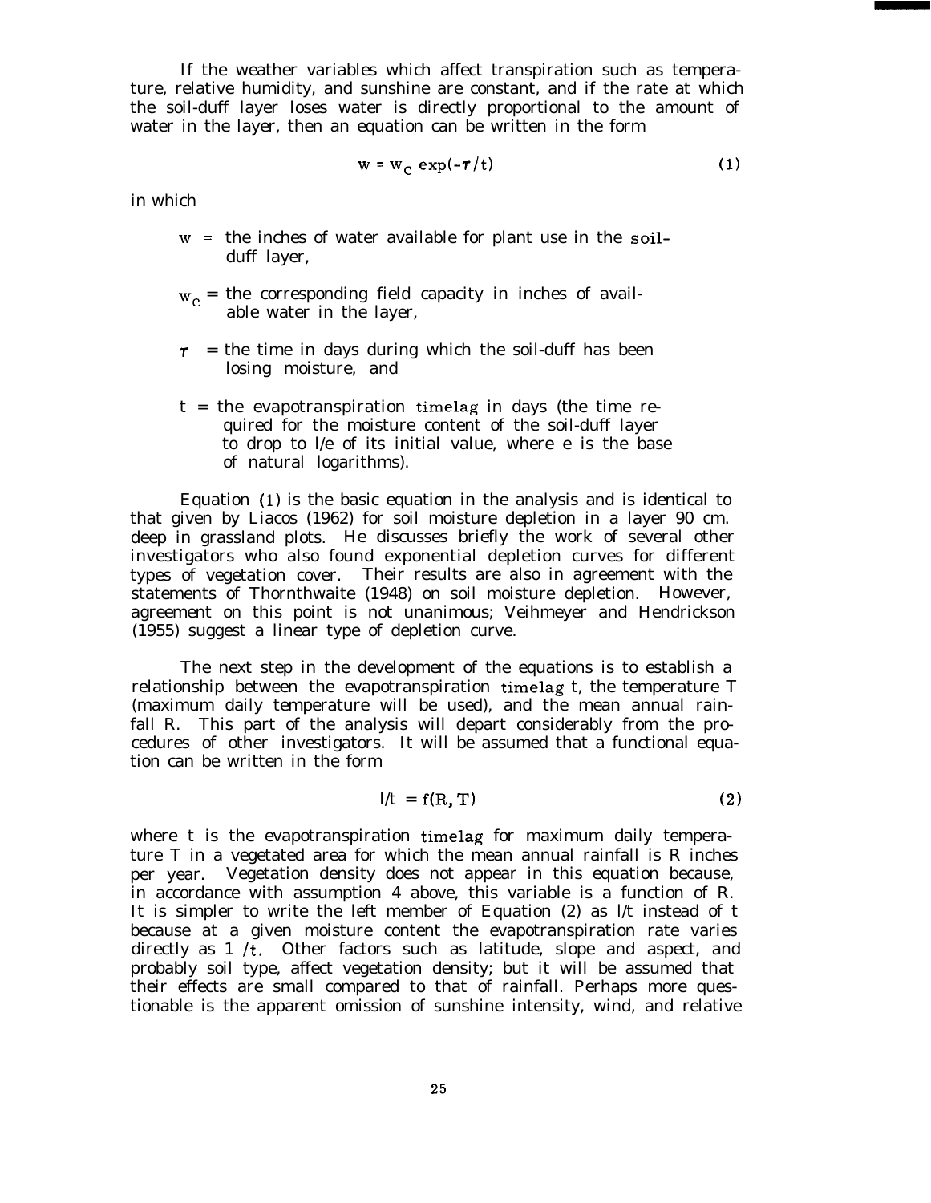If the weather variables which affect transpiration such as temperature, relative humidity, and sunshine are constant, and if the rate at which the soil-duff layer loses water is directly proportional to the amount of water in the layer, then an equation can be written in the form

$$w = w_c \exp(-\tau/t) \tag{1}$$

in which

- $w$ = the inches of water available for plant use in the soil-duff layer,
- $w_c$ = the corresponding field capacity in inches of available water in the layer,
- $\tau$ = the time in days during which the soil-duff has been losing moisture, and
- $t$ = the evapotranspiration timelag in days (the time required for the moisture content of the soil-duff layer to drop to l/e of its initial value, where e is the base of natural logarithms).

Equation (1) is the basic equation in the analysis and is identical to that given by Liacos (1962) for soil moisture depletion in a layer 90 cm. deep in grassland plots. He discusses briefly the work of several other investigators who also found exponential depletion curves for different types of vegetation cover. Their results are also in agreement with the statements of Thornthwaite (1948) on soil moisture depletion. However, agreement on this point is not unanimous; Veihmeyer and Hendrickson (1955) suggest a linear type of depletion curve.

The next step in the development of the equations is to establish a relationship between the evapotranspiration timelag t, the temperature T (maximum daily temperature will be used), and the mean annual rainfall R. This part of the analysis will depart considerably from the procedures of other investigators. It will be assumed that a functional equation can be written in the form

$$1/t = f(R, T) \tag{2}$$

where t is the evapotranspiration timelag for maximum daily temperature T in a vegetated area for which the mean annual rainfall is R inches per year. Vegetation density does not appear in this equation because, in accordance with assumption 4 above, this variable is a function of R. It is simpler to write the left member of Equation (2) as 1/t instead of t because at a given moisture content the evapotranspiration rate varies directly as $1/t$. Other factors such as latitude, slope and aspect, and probably soil type, affect vegetation density; but it will be assumed that their effects are small compared to that of rainfall. Perhaps more questionable is the apparent omission of sunshine intensity, wind, and relative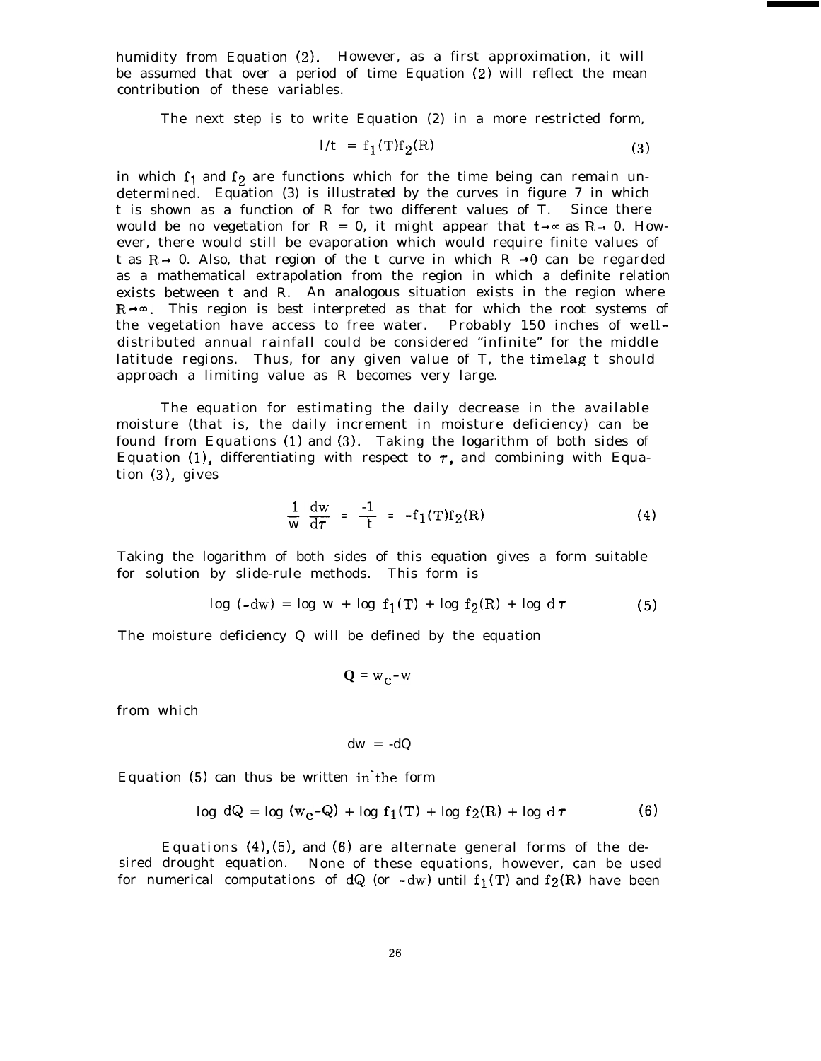humidity from Equation (2). However, as a first approximation, it will be assumed that over a period of time Equation (2) will reflect the mean contribution of these variables.

The next step is to write Equation (2) in a more restricted form,

$$1/t = f_1(T)f_2(R) \tag{3}$$

in which $f_1$ and $f_2$ are functions which for the time being can remain undetermined. Equation (3) is illustrated by the curves in figure 7 in which t is shown as a function of R for two different values of T. Since there would be no vegetation for $R = 0$, it might appear that $t \rightarrow \infty$ as $R \rightarrow 0$. However, there would still be evaporation which would require finite values of t as $R \rightarrow 0$. Also, that region of the t curve in which $R \rightarrow 0$ can be regarded as a mathematical extrapolation from the region in which a definite relation exists between t and R. An analogous situation exists in the region where $R \rightarrow \infty$. This region is best interpreted as that for which the root systems of the vegetation have access to free water. Probably 150 inches of well-distributed annual rainfall could be considered "infinite" for the middle latitude regions. Thus, for any given value of T, the timelag t should approach a limiting value as R becomes very large.

The equation for estimating the daily decrease in the available moisture (that is, the daily increment in moisture deficiency) can be found from Equations (1) and (3). Taking the logarithm of both sides of Equation (1), differentiating with respect to $\tau$, and combining with Equation (3), gives

$$\frac{1}{w}\frac{dw}{d\tau} = \frac{-1}{t} = -f_1(T)f_2(R) \tag{4}$$

Taking the logarithm of both sides of this equation gives a form suitable for solution by slide-rule methods. This form is

$$\log(-dw) = \log w + \log f_1(T) + \log f_2(R) + \log d\tau \tag{5}$$

The moisture deficiency Q will be defined by the equation

$$Q = w_c - w$$

from which

$$dw = -dQ$$

Equation (5) can thus be written in the form

$$\log dQ = \log(w_c - Q) + \log f_1(T) + \log f_2(R) + \log d\tau \tag{6}$$

Equations (4), (5), and (6) are alternate general forms of the desired drought equation. None of these equations, however, can be used for numerical computations of $dQ$ (or $-dw$) until $f_1(T)$ and $f_2(R)$ have been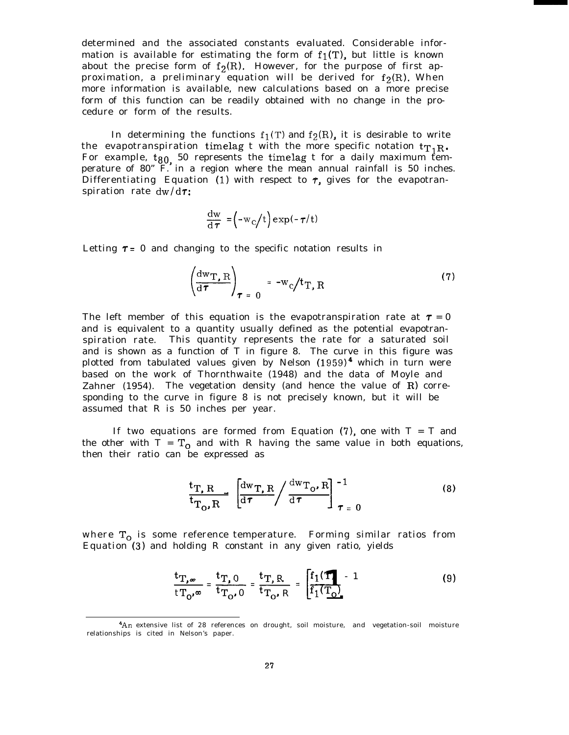determined and the associated constants evaluated. Considerable information is available for estimating the form of $f_1(T)$, but little is known about the precise form of $f_2(R)$. However, for the purpose of first approximation, a preliminary equation will be derived for $f_2(R)$. When more information is available, new calculations based on a more precise form of this function can be readily obtained with no change in the procedure or form of the results.

In determining the functions $f_1(T)$ and $f_2(R)$, it is desirable to write the evapotranspiration timelag t with the more specific notation $t_{T, R}$. For example, $t_{80, 50}$ represents the timelag t for a daily maximum temperature of 80° F. in a region where the mean annual rainfall is 50 inches. Differentiating Equation (1) with respect to $\tau$, gives for the evapotranspiration rate $dw/d\tau$:

$$\frac{dw}{d\tau} = \left(-w_c/t\right) \exp(-\tau/t)$$

Letting $\tau = 0$ and changing to the specific notation results in

$$\left(\frac{dw_{T, R}}{d\tau}\right)_{\tau = 0} = -w_c/t_{T, R} \tag{7}$$

The left member of this equation is the evapotranspiration rate at $\tau = 0$ and is equivalent to a quantity usually defined as the potential evapotranspiration rate. This quantity represents the rate for a saturated soil and is shown as a function of T in figure 8. The curve in this figure was plotted from tabulated values given by Nelson (1959)[4] which in turn were based on the work of Thornthwaite (1948) and the data of Moyle and Zahner (1954). The vegetation density (and hence the value of R) corresponding to the curve in figure 8 is not precisely known, but it will be assumed that R is 50 inches per year.

If two equations are formed from Equation (7), one with T = T and the other with $T = T_o$ and with R having the same value in both equations, then their ratio can be expressed as

$$\frac{t_{T, R}}{t_{T_o, R}} = \left[\frac{dw_{T, R}}{d\tau} \bigg/ \frac{dw_{T_o, R}}{d\tau}\right]^{-1}_{\tau = 0} \tag{8}$$

where $T_o$ is some reference temperature. Forming similar ratios from Equation (3) and holding R constant in any given ratio, yields

$$\frac{t_{T, \infty}}{t_{T_o, \infty}} = \frac{t_{T, 0}}{t_{T_o, 0}} = \frac{t_{T, R}}{t_{T_o, R}} = \left[\frac{f_1(T)}{f_1(T_o)}\right]^{-1} \tag{9}$$

---

[4] An extensive list of 28 references on drought, soil moisture, and vegetation-soil moisture relationships is cited in Nelson's paper.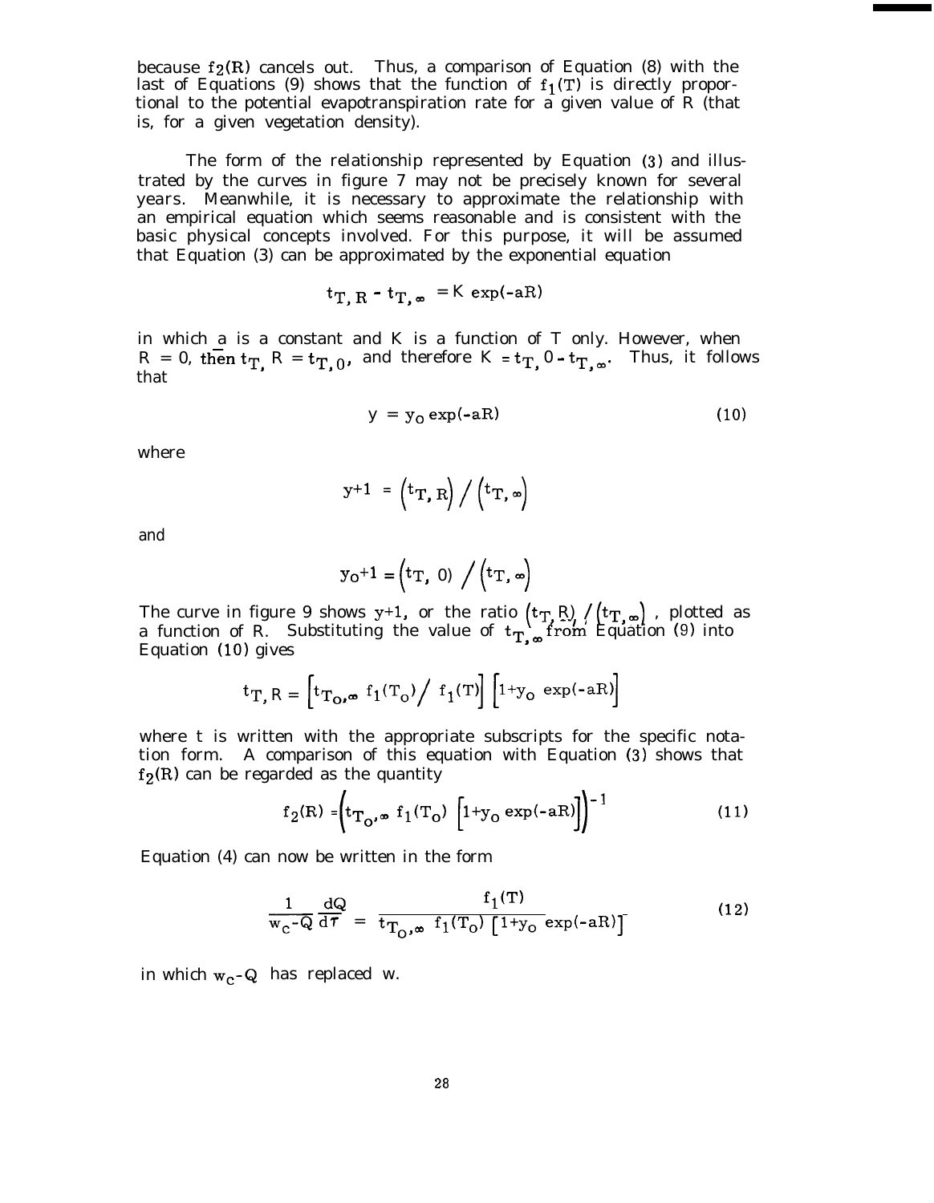because $f_2(R)$ cancels out. Thus, a comparison of Equation (8) with the last of Equations (9) shows that the function of $f_1(T)$ is directly proportional to the potential evapotranspiration rate for a given value of R (that is, for a given vegetation density).

The form of the relationship represented by Equation (3) and illustrated by the curves in figure 7 may not be precisely known for several years. Meanwhile, it is necessary to approximate the relationship with an empirical equation which seems reasonable and is consistent with the basic physical concepts involved. For this purpose, it will be assumed that Equation (3) can be approximated by the exponential equation

$$t_{T,R} - t_{T,\infty} = K \exp(-aR)$$

in which a is a constant and K is a function of T only. However, when $R = 0$, then $t_{T,R} = t_{T,0}$, and therefore $K = t_{T,0} - t_{T,\infty}$. Thus, it follows that

$$y = y_o \exp(-aR) \tag{10}$$

where

$$y+1 = \left(t_{T,R}\right) / \left(t_{T,\infty}\right)$$

and

$$y_o+1 = \left(t_{T,0}\right) / \left(t_{T,\infty}\right)$$

The curve in figure 9 shows $y+1$, or the ratio $\left(t_{T,R}\right) / \left(t_{T,\infty}\right)$, plotted as a function of R. Substituting the value of $t_{T,\infty}$ from Equation (9) into Equation (10) gives

$$t_{T,R} = \left[t_{T_o,\infty}\, f_1(T_o) / f_1(T)\right]\left[1+y_o \exp(-aR)\right]$$

where t is written with the appropriate subscripts for the specific notation form. A comparison of this equation with Equation (3) shows that $f_2(R)$ can be regarded as the quantity

$$f_2(R) = \left(t_{T_o,\infty}\, f_1(T_o)\left[1+y_o \exp(-aR)\right]\right)^{-1} \tag{11}$$

Equation (4) can now be written in the form

$$\frac{1}{w_c - Q}\frac{dQ}{d\tau} = \frac{f_1(T)}{t_{T_o,\infty}\, f_1(T_o)\left[1+y_o \exp(-aR)\right]} \tag{12}$$

in which $w_c - Q$ has replaced w.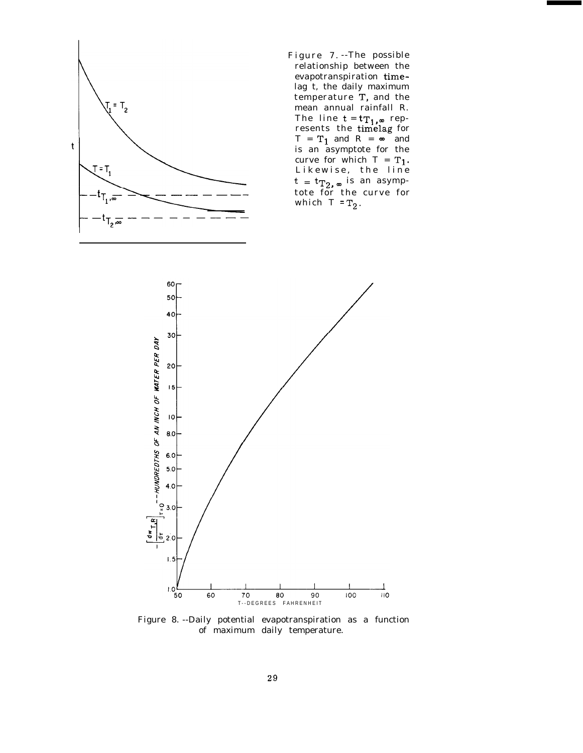Figure 7.--The possible relationship between the evapotranspiration timelag t, the daily maximum temperature T, and the mean annual rainfall R. The line $t = t_{T_1,\infty}$ represents the timelag for $T = T_1$ and $R = \infty$ and is an asymptote for the curve for which $T = T_1$. Likewise, the line $t = t_{T_2,\infty}$ is an asymptote for the curve for which $T = T_2$.

Figure 8.--Daily potential evapotranspiration as a function of maximum daily temperature.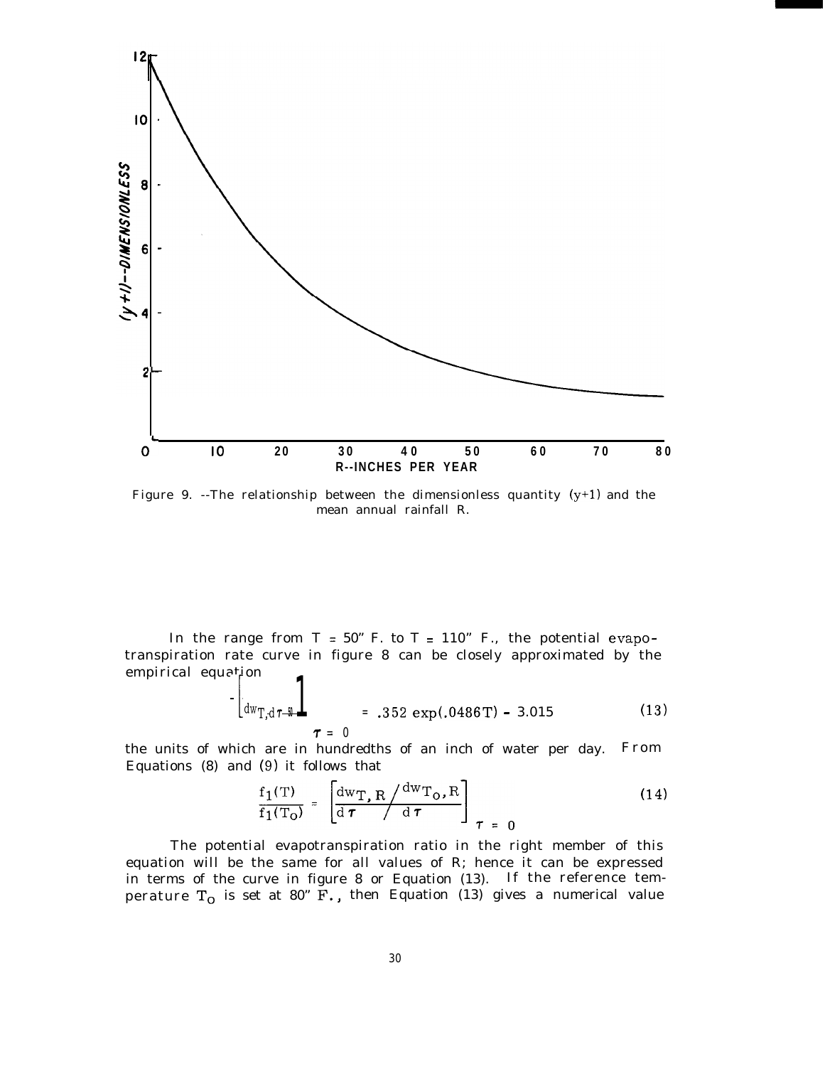Figure 9. --The relationship between the dimensionless quantity $(y+1)$ and the mean annual rainfall R.

In the range from $T = 50°$ F. to $T = 110°$ F., the potential evapotranspiration rate curve in figure 8 can be closely approximated by the empirical equation

$$- \left[ \frac{dw_{T, R}}{d\tau} \right]_{\tau = 0} = .352 \exp(.0486T) - 3.015 \tag{13}$$

the units of which are in hundredths of an inch of water per day. From Equations (8) and (9) it follows that

$$\frac{f_1(T)}{f_1(T_o)} = \left[ \frac{dw_{T, R}}{d\tau} \bigg/ \frac{dw_{T_o, R}}{d\tau} \right]_{\tau = 0} \tag{14}$$

The potential evapotranspiration ratio in the right member of this equation will be the same for all values of R; hence it can be expressed in terms of the curve in figure 8 or Equation (13). If the reference temperature $T_o$ is set at 80° F., then Equation (13) gives a numerical value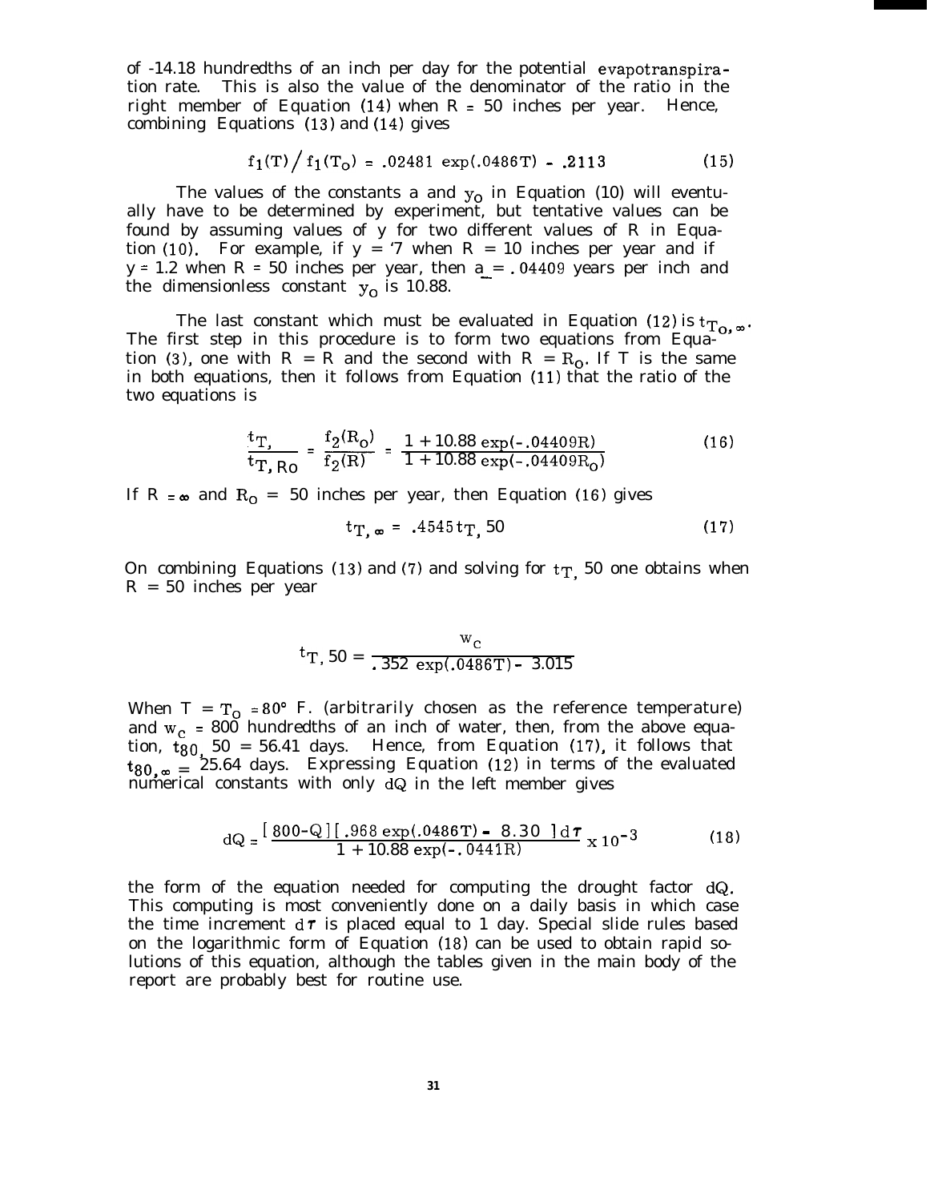of -14.18 hundredths of an inch per day for the potential evapotranspiration rate. This is also the value of the denominator of the ratio in the right member of Equation (14) when R = 50 inches per year. Hence, combining Equations (13) and (14) gives

$$f_1(T) \Big/ f_1(T_o) = .02481 \exp(.0486T) - .2113 \tag{15}$$

The values of the constants a and $y_o$ in Equation (10) will eventually have to be determined by experiment, but tentative values can be found by assuming values of y for two different values of R in Equation (10). For example, if y = '7 when R = 10 inches per year and if y = 1.2 when R = 50 inches per year, then a = .04409 years per inch and the dimensionless constant $y_o$ is 10.88.

The last constant which must be evaluated in Equation (12) is $t_{T_o,\infty}$. The first step in this procedure is to form two equations from Equation (3), one with R = R and the second with R = $R_o$. If T is the same in both equations, then it follows from Equation (11) that the ratio of the two equations is

$$\frac{t_{T,}}{t_{T,Ro}} = \frac{f_2(R_o)}{f_2(R)} = \frac{1 + 10.88 \exp(-.04409R)}{1 + 10.88 \exp(-.04409R_o)} \tag{16}$$

If R = $\infty$ and $R_o$ = 50 inches per year, then Equation (16) gives

$$t_{T,\infty} = .4545\, t_{T,}\, 50 \tag{17}$$

On combining Equations (13) and (7) and solving for $t_{T,}$ 50 one obtains when R = 50 inches per year

$$t_{T,}\,50 = \frac{w_c}{.352 \exp(.0486T) - 3.015}$$

When T = $T_o$ = 80° F. (arbitrarily chosen as the reference temperature) and $w_c$ = 800 hundredths of an inch of water, then, from the above equation, $t_{80,}$ 50 = 56.41 days. Hence, from Equation (17), it follows that $t_{80,\infty}$ = 25.64 days. Expressing Equation (12) in terms of the evaluated numerical constants with only dQ in the left member gives

$$dQ = \frac{[800-Q][.968 \exp(.0486T) - 8.30]\, d\tau}{1 + 10.88 \exp(-.0441R)} \times 10^{-3} \tag{18}$$

the form of the equation needed for computing the drought factor dQ. This computing is most conveniently done on a daily basis in which case the time increment $d\tau$ is placed equal to 1 day. Special slide rules based on the logarithmic form of Equation (18) can be used to obtain rapid solutions of this equation, although the tables given in the main body of the report are probably best for routine use.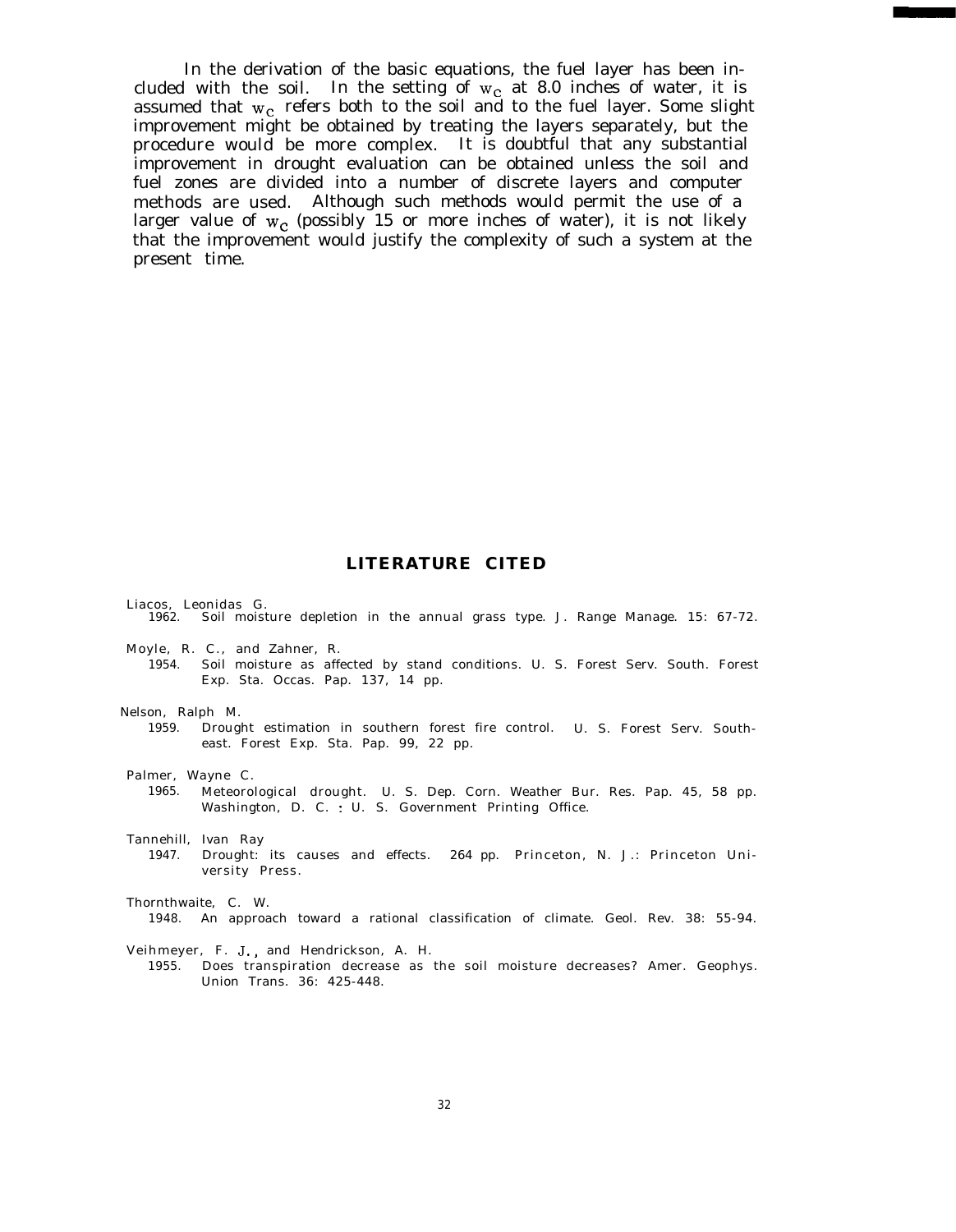In the derivation of the basic equations, the fuel layer has been included with the soil. In the setting of $w_c$ at 8.0 inches of water, it is assumed that $w_c$ refers both to the soil and to the fuel layer. Some slight improvement might be obtained by treating the layers separately, but the procedure would be more complex. It is doubtful that any substantial improvement in drought evaluation can be obtained unless the soil and fuel zones are divided into a number of discrete layers and computer methods are used. Although such methods would permit the use of a larger value of $w_c$ (possibly 15 or more inches of water), it is not likely that the improvement would justify the complexity of such a system at the present time.

## LITERATURE CITED

Liacos, Leonidas G.
1962. Soil moisture depletion in the annual grass type. J. Range Manage. 15: 67-72.

Moyle, R. C., and Zahner, R.
1954. Soil moisture as affected by stand conditions. U. S. Forest Serv. South. Forest Exp. Sta. Occas. Pap. 137, 14 pp.

Nelson, Ralph M.
1959. Drought estimation in southern forest fire control. U. S. Forest Serv. Southeast. Forest Exp. Sta. Pap. 99, 22 pp.

Palmer, Wayne C.
1965. Meteorological drought. U. S. Dep. Corn. Weather Bur. Res. Pap. 45, 58 pp. Washington, D. C. : U. S. Government Printing Office.

Tannehill, Ivan Ray
1947. Drought: its causes and effects. 264 pp. Princeton, N. J.: Princeton University Press.

Thornthwaite, C. W.
1948. An approach toward a rational classification of climate. Geol. Rev. 38: 55-94.

Veihmeyer, F. J., and Hendrickson, A. H.
1955. Does transpiration decrease as the soil moisture decreases? Amer. Geophys. Union Trans. 36: 425-448.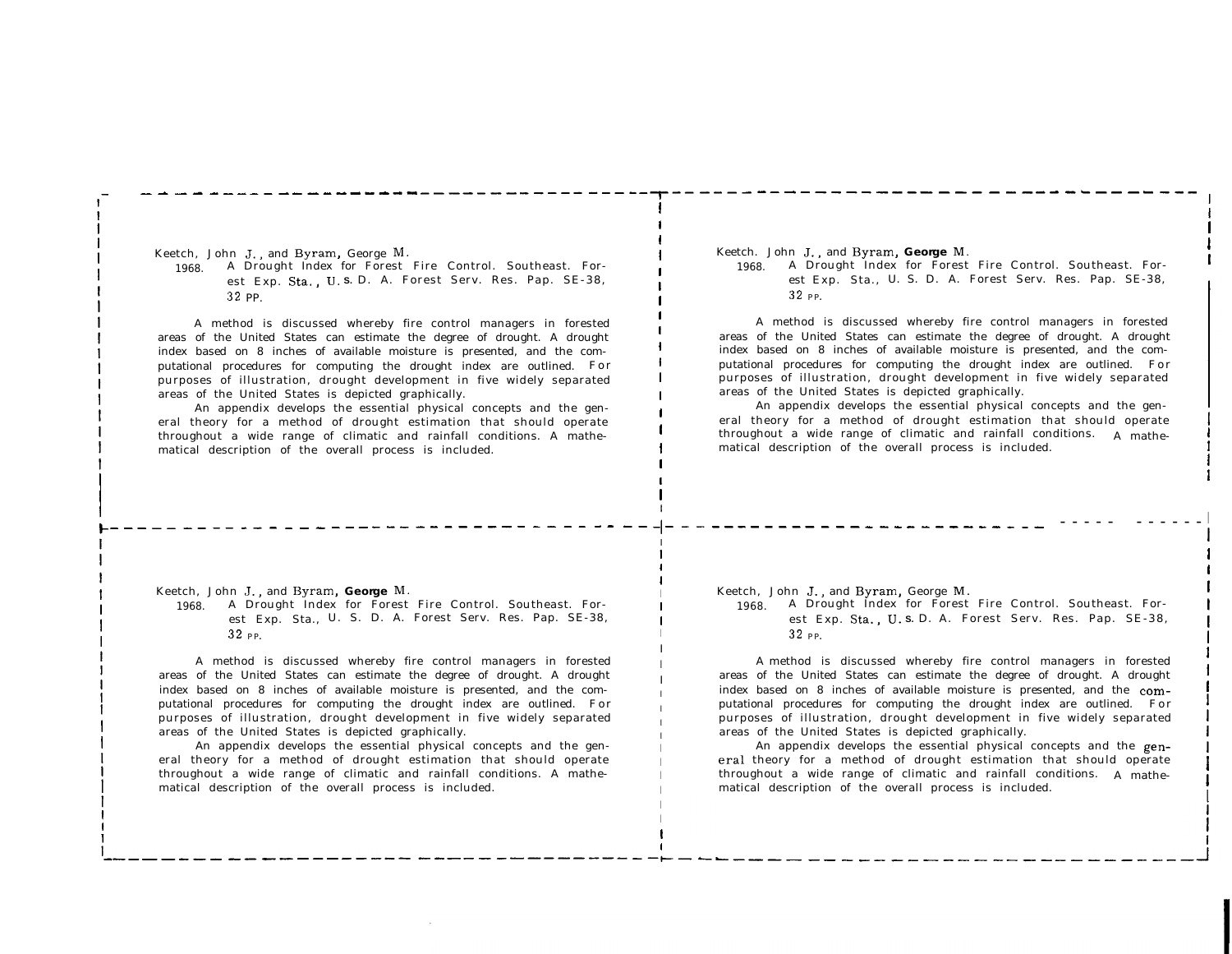Keetch, John J., and Byram, George M.
1968. A Drought Index for Forest Fire Control. Southeast. Forest Exp. Sta., U. S. D. A. Forest Serv. Res. Pap. SE-38, 32 pp.

A method is discussed whereby fire control managers in forested areas of the United States can estimate the degree of drought. A drought index based on 8 inches of available moisture is presented, and the computational procedures for computing the drought index are outlined. For purposes of illustration, drought development in five widely separated areas of the United States is depicted graphically.

An appendix develops the essential physical concepts and the general theory for a method of drought estimation that should operate throughout a wide range of climatic and rainfall conditions. A mathematical description of the overall process is included.

---

Keetch, John J., and Byram, George M.
1968. A Drought Index for Forest Fire Control. Southeast. Forest Exp. Sta., U. S. D. A. Forest Serv. Res. Pap. SE-38, 32 pp.

A method is discussed whereby fire control managers in forested areas of the United States can estimate the degree of drought. A drought index based on 8 inches of available moisture is presented, and the computational procedures for computing the drought index are outlined. For purposes of illustration, drought development in five widely separated areas of the United States is depicted graphically.

An appendix develops the essential physical concepts and the general theory for a method of drought estimation that should operate throughout a wide range of climatic and rainfall conditions. A mathematical description of the overall process is included.

---

Keetch, John J., and Byram, George M.
1968. A Drought Index for Forest Fire Control. Southeast. Forest Exp. Sta., U. S. D. A. Forest Serv. Res. Pap. SE-38, 32 pp.

A method is discussed whereby fire control managers in forested areas of the United States can estimate the degree of drought. A drought index based on 8 inches of available moisture is presented, and the computational procedures for computing the drought index are outlined. For purposes of illustration, drought development in five widely separated areas of the United States is depicted graphically.

An appendix develops the essential physical concepts and the general theory for a method of drought estimation that should operate throughout a wide range of climatic and rainfall conditions. A mathematical description of the overall process is included.

---

Keetch, John J., and Byram, George M.
1968. A Drought Index for Forest Fire Control. Southeast. Forest Exp. Sta., U. S. D. A. Forest Serv. Res. Pap. SE-38, 32 pp.

A method is discussed whereby fire control managers in forested areas of the United States can estimate the degree of drought. A drought index based on 8 inches of available moisture is presented, and the computational procedures for computing the drought index are outlined. For purposes of illustration, drought development in five widely separated areas of the United States is depicted graphically.

An appendix develops the essential physical concepts and the general theory for a method of drought estimation that should operate throughout a wide range of climatic and rainfall conditions. A mathematical description of the overall process is included.